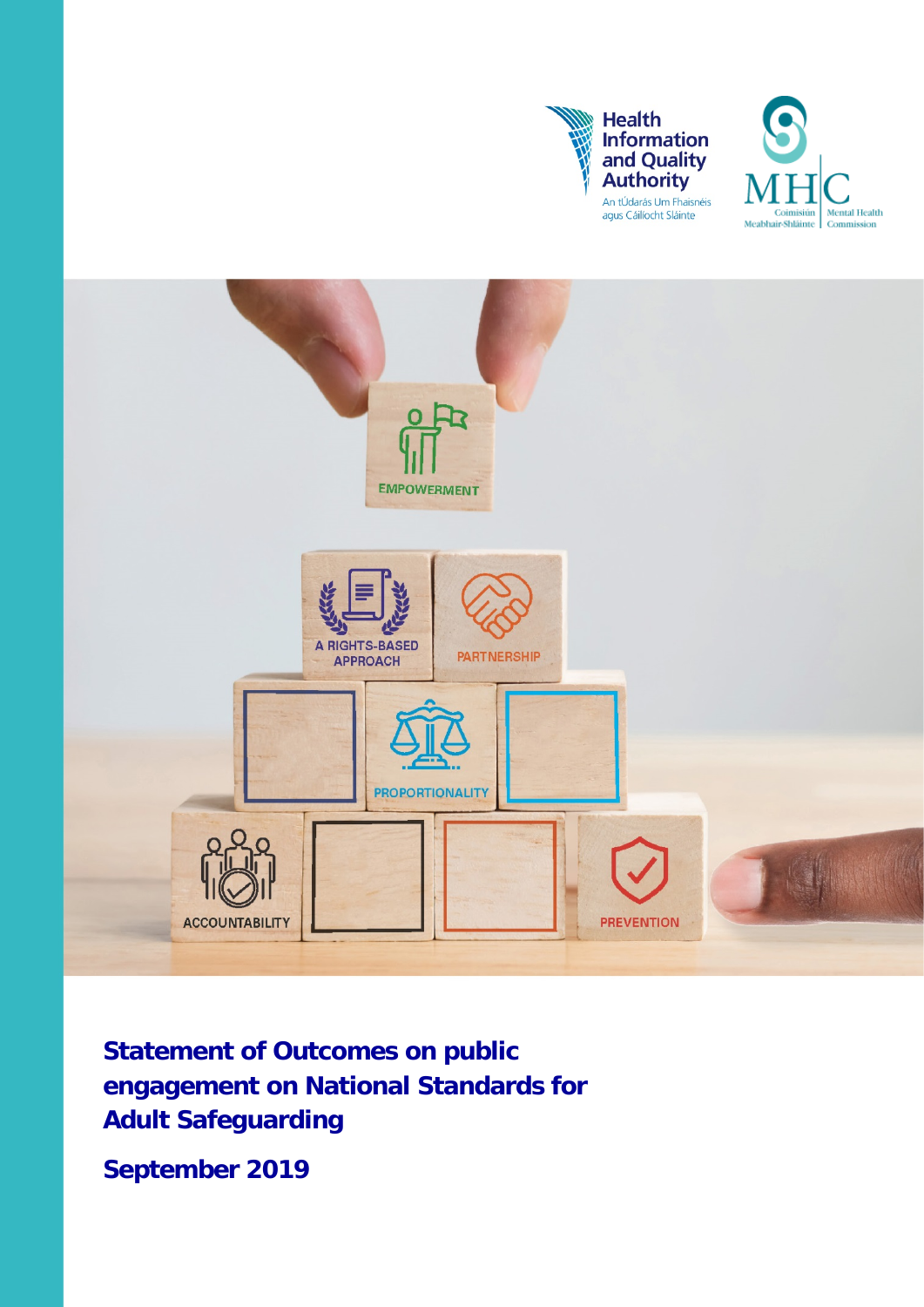Health Information and Quality Authority

An tÚdarás Um Fhaisnéis agus Cáilíocht Sláinte

MHC

Coimisiún Meabhair-Shláinte | Mental Health Commission

EMPOWERMENT

A RIGHTS-BASED APPROACH

PARTNERSHIP

PROPORTIONALITY

ACCOUNTABILITY

PREVENTION

# Statement of Outcomes on public engagement on National Standards for Adult Safeguarding

## September 2019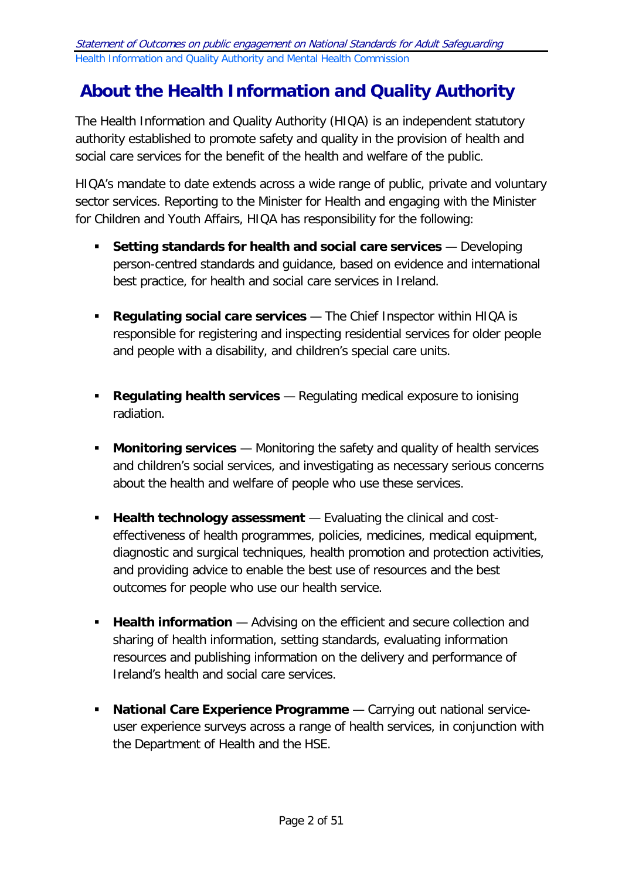# About the Health Information and Quality Authority

The Health Information and Quality Authority (HIQA) is an independent statutory authority established to promote safety and quality in the provision of health and social care services for the benefit of the health and welfare of the public.

HIQA's mandate to date extends across a wide range of public, private and voluntary sector services. Reporting to the Minister for Health and engaging with the Minister for Children and Youth Affairs, HIQA has responsibility for the following:

- **Setting standards for health and social care services** — Developing person-centred standards and guidance, based on evidence and international best practice, for health and social care services in Ireland.
- **Regulating social care services** — The Chief Inspector within HIQA is responsible for registering and inspecting residential services for older people and people with a disability, and children's special care units.
- **Regulating health services** — Regulating medical exposure to ionising radiation.
- **Monitoring services** — Monitoring the safety and quality of health services and children's social services, and investigating as necessary serious concerns about the health and welfare of people who use these services.
- **Health technology assessment** — Evaluating the clinical and cost-effectiveness of health programmes, policies, medicines, medical equipment, diagnostic and surgical techniques, health promotion and protection activities, and providing advice to enable the best use of resources and the best outcomes for people who use our health service.
- **Health information** — Advising on the efficient and secure collection and sharing of health information, setting standards, evaluating information resources and publishing information on the delivery and performance of Ireland's health and social care services.
- **National Care Experience Programme** — Carrying out national service-user experience surveys across a range of health services, in conjunction with the Department of Health and the HSE.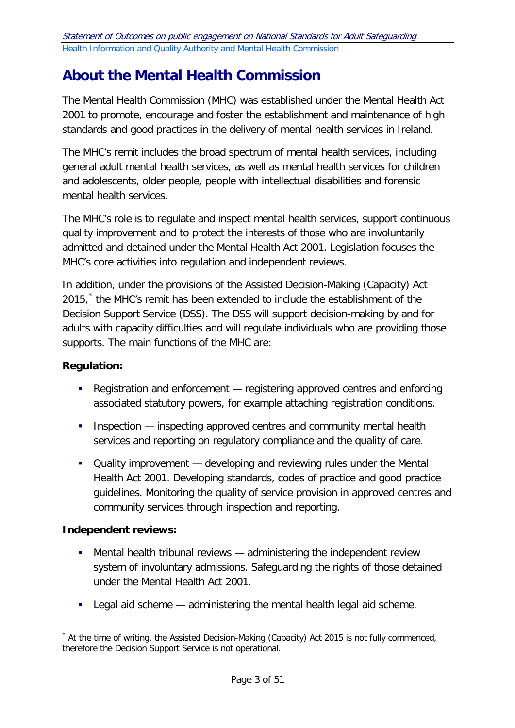# About the Mental Health Commission

The Mental Health Commission (MHC) was established under the Mental Health Act 2001 to promote, encourage and foster the establishment and maintenance of high standards and good practices in the delivery of mental health services in Ireland.

The MHC's remit includes the broad spectrum of mental health services, including general adult mental health services, as well as mental health services for children and adolescents, older people, people with intellectual disabilities and forensic mental health services.

The MHC's role is to regulate and inspect mental health services, support continuous quality improvement and to protect the interests of those who are involuntarily admitted and detained under the Mental Health Act 2001. Legislation focuses the MHC's core activities into regulation and independent reviews.

In addition, under the provisions of the Assisted Decision-Making (Capacity) Act 2015,[*] the MHC's remit has been extended to include the establishment of the Decision Support Service (DSS). The DSS will support decision-making by and for adults with capacity difficulties and will regulate individuals who are providing those supports. The main functions of the MHC are:

**Regulation:**

- Registration and enforcement — registering approved centres and enforcing associated statutory powers, for example attaching registration conditions.
- Inspection — inspecting approved centres and community mental health services and reporting on regulatory compliance and the quality of care.
- Quality improvement — developing and reviewing rules under the Mental Health Act 2001. Developing standards, codes of practice and good practice guidelines. Monitoring the quality of service provision in approved centres and community services through inspection and reporting.

**Independent reviews:**

- Mental health tribunal reviews — administering the independent review system of involuntary admissions. Safeguarding the rights of those detained under the Mental Health Act 2001.
- Legal aid scheme — administering the mental health legal aid scheme.

[*] At the time of writing, the Assisted Decision-Making (Capacity) Act 2015 is not fully commenced, therefore the Decision Support Service is not operational.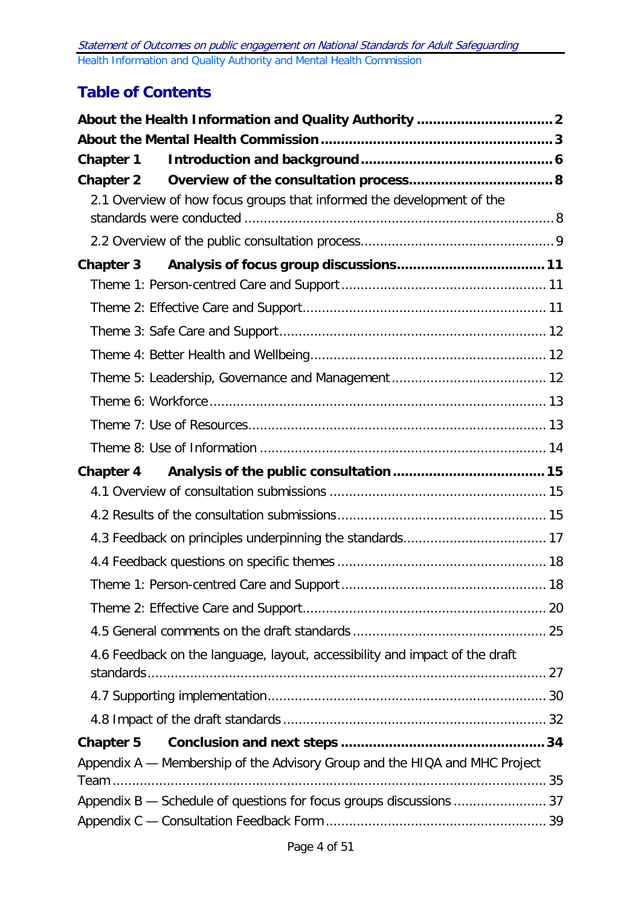## Table of Contents

**About the Health Information and Quality Authority** .......... **2**

**About the Mental Health Commission** .......... **3**

**Chapter 1 Introduction and background** .......... **6**

**Chapter 2 Overview of the consultation process** .......... **8**

- 2.1 Overview of how focus groups that informed the development of the standards were conducted .......... 8
- 2.2 Overview of the public consultation process .......... 9

**Chapter 3 Analysis of focus group discussions** .......... **11**

- Theme 1: Person-centred Care and Support .......... 11
- Theme 2: Effective Care and Support .......... 11
- Theme 3: Safe Care and Support .......... 12
- Theme 4: Better Health and Wellbeing .......... 12
- Theme 5: Leadership, Governance and Management .......... 12
- Theme 6: Workforce .......... 13
- Theme 7: Use of Resources .......... 13
- Theme 8: Use of Information .......... 14

**Chapter 4 Analysis of the public consultation** .......... **15**

- 4.1 Overview of consultation submissions .......... 15
- 4.2 Results of the consultation submissions .......... 15
- 4.3 Feedback on principles underpinning the standards .......... 17
- 4.4 Feedback questions on specific themes .......... 18
- Theme 1: Person-centred Care and Support .......... 18
- Theme 2: Effective Care and Support .......... 20
- 4.5 General comments on the draft standards .......... 25
- 4.6 Feedback on the language, layout, accessibility and impact of the draft standards .......... 27
- 4.7 Supporting implementation .......... 30
- 4.8 Impact of the draft standards .......... 32

**Chapter 5 Conclusion and next steps** .......... **34**

Appendix A — Membership of the Advisory Group and the HIQA and MHC Project Team .......... 35

Appendix B — Schedule of questions for focus groups discussions .......... 37

Appendix C — Consultation Feedback Form .......... 39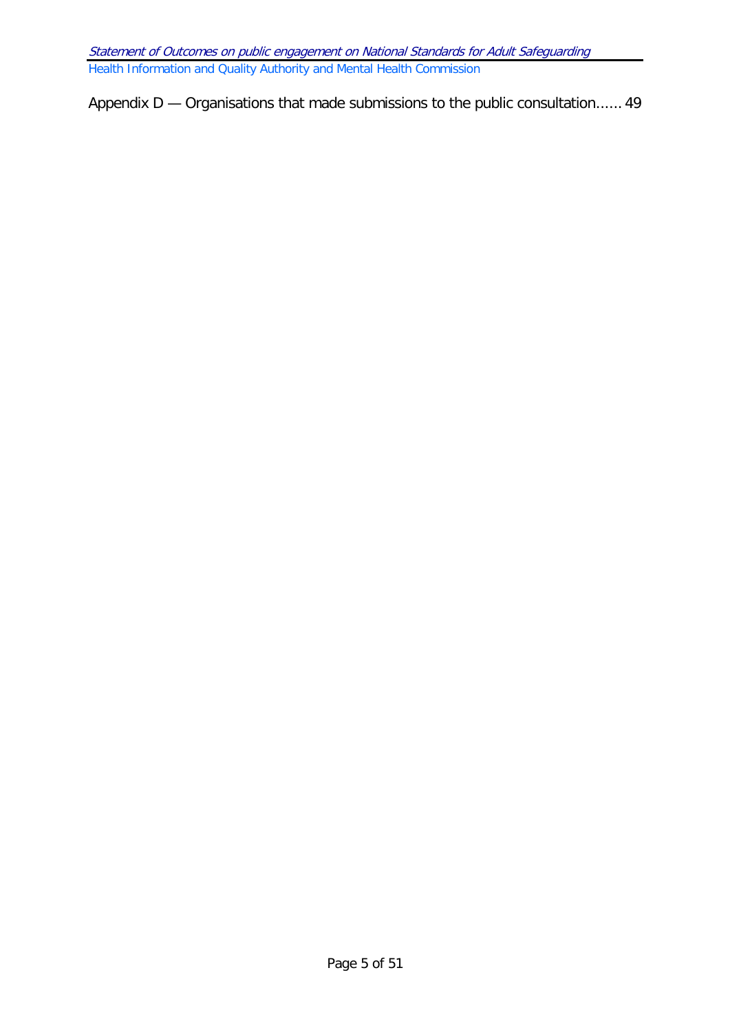Appendix D — Organisations that made submissions to the public consultation...... 49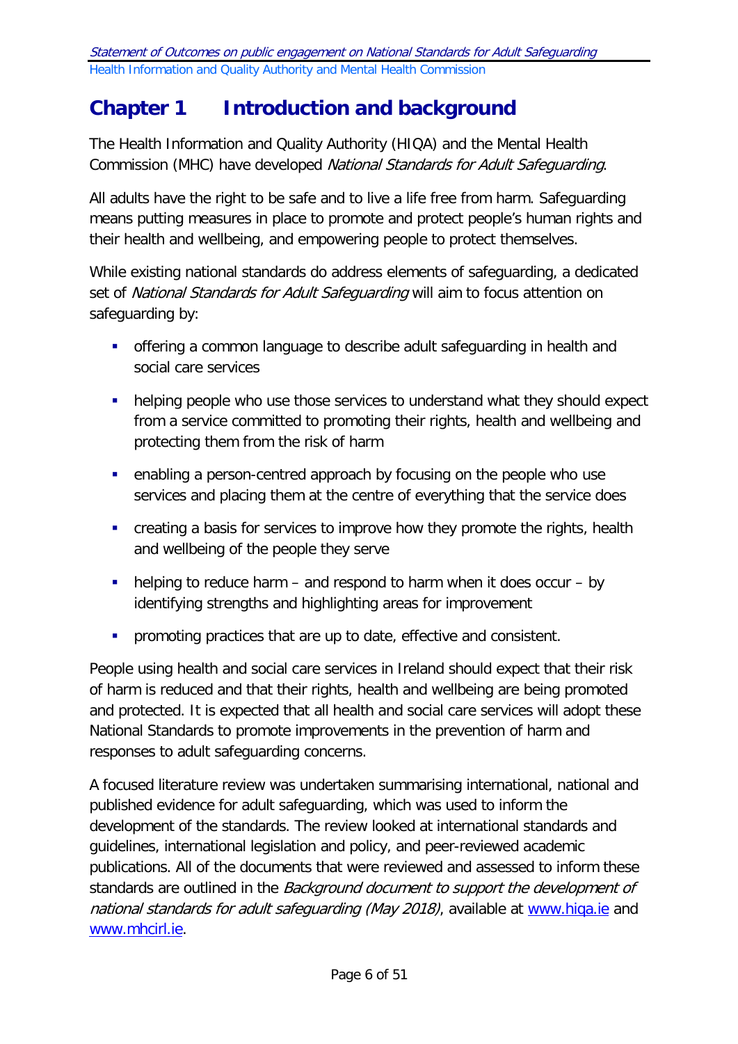# Chapter 1 Introduction and background

The Health Information and Quality Authority (HIQA) and the Mental Health Commission (MHC) have developed *National Standards for Adult Safeguarding*.

All adults have the right to be safe and to live a life free from harm. Safeguarding means putting measures in place to promote and protect people's human rights and their health and wellbeing, and empowering people to protect themselves.

While existing national standards do address elements of safeguarding, a dedicated set of *National Standards for Adult Safeguarding* will aim to focus attention on safeguarding by:

- offering a common language to describe adult safeguarding in health and social care services
- helping people who use those services to understand what they should expect from a service committed to promoting their rights, health and wellbeing and protecting them from the risk of harm
- enabling a person-centred approach by focusing on the people who use services and placing them at the centre of everything that the service does
- creating a basis for services to improve how they promote the rights, health and wellbeing of the people they serve
- helping to reduce harm – and respond to harm when it does occur – by identifying strengths and highlighting areas for improvement
- promoting practices that are up to date, effective and consistent.

People using health and social care services in Ireland should expect that their risk of harm is reduced and that their rights, health and wellbeing are being promoted and protected. It is expected that all health and social care services will adopt these National Standards to promote improvements in the prevention of harm and responses to adult safeguarding concerns.

A focused literature review was undertaken summarising international, national and published evidence for adult safeguarding, which was used to inform the development of the standards. The review looked at international standards and guidelines, international legislation and policy, and peer-reviewed academic publications. All of the documents that were reviewed and assessed to inform these standards are outlined in the *Background document to support the development of national standards for adult safeguarding (May 2018)*, available at www.hiqa.ie and www.mhcirl.ie.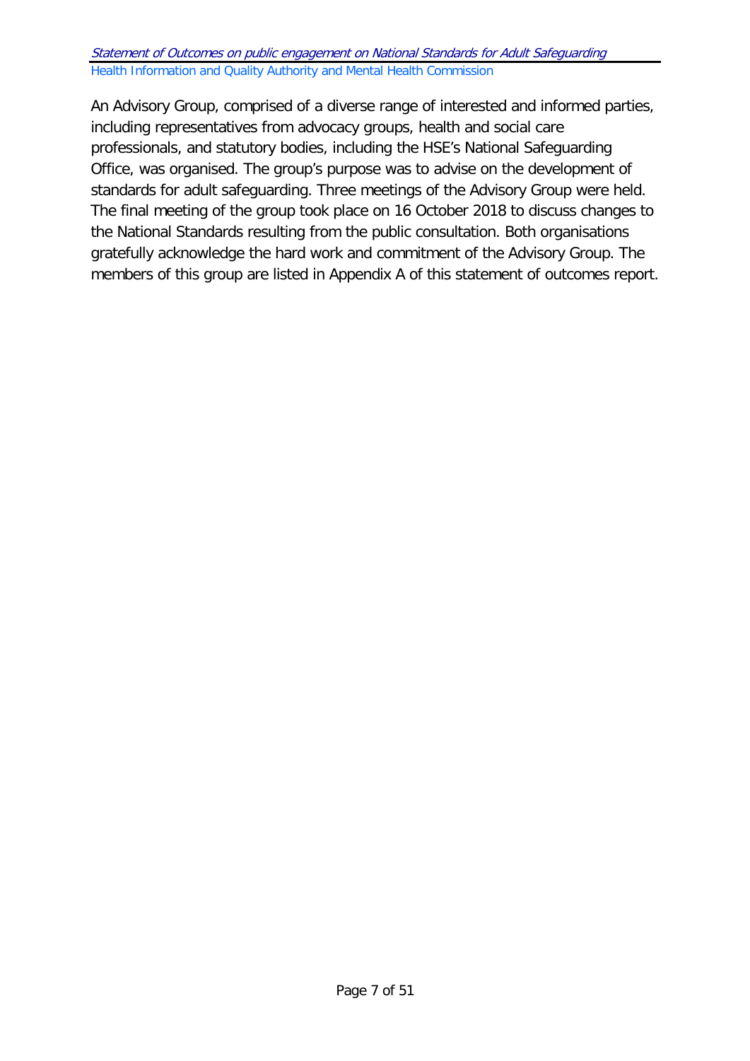An Advisory Group, comprised of a diverse range of interested and informed parties, including representatives from advocacy groups, health and social care professionals, and statutory bodies, including the HSE's National Safeguarding Office, was organised. The group's purpose was to advise on the development of standards for adult safeguarding. Three meetings of the Advisory Group were held. The final meeting of the group took place on 16 October 2018 to discuss changes to the National Standards resulting from the public consultation. Both organisations gratefully acknowledge the hard work and commitment of the Advisory Group. The members of this group are listed in Appendix A of this statement of outcomes report.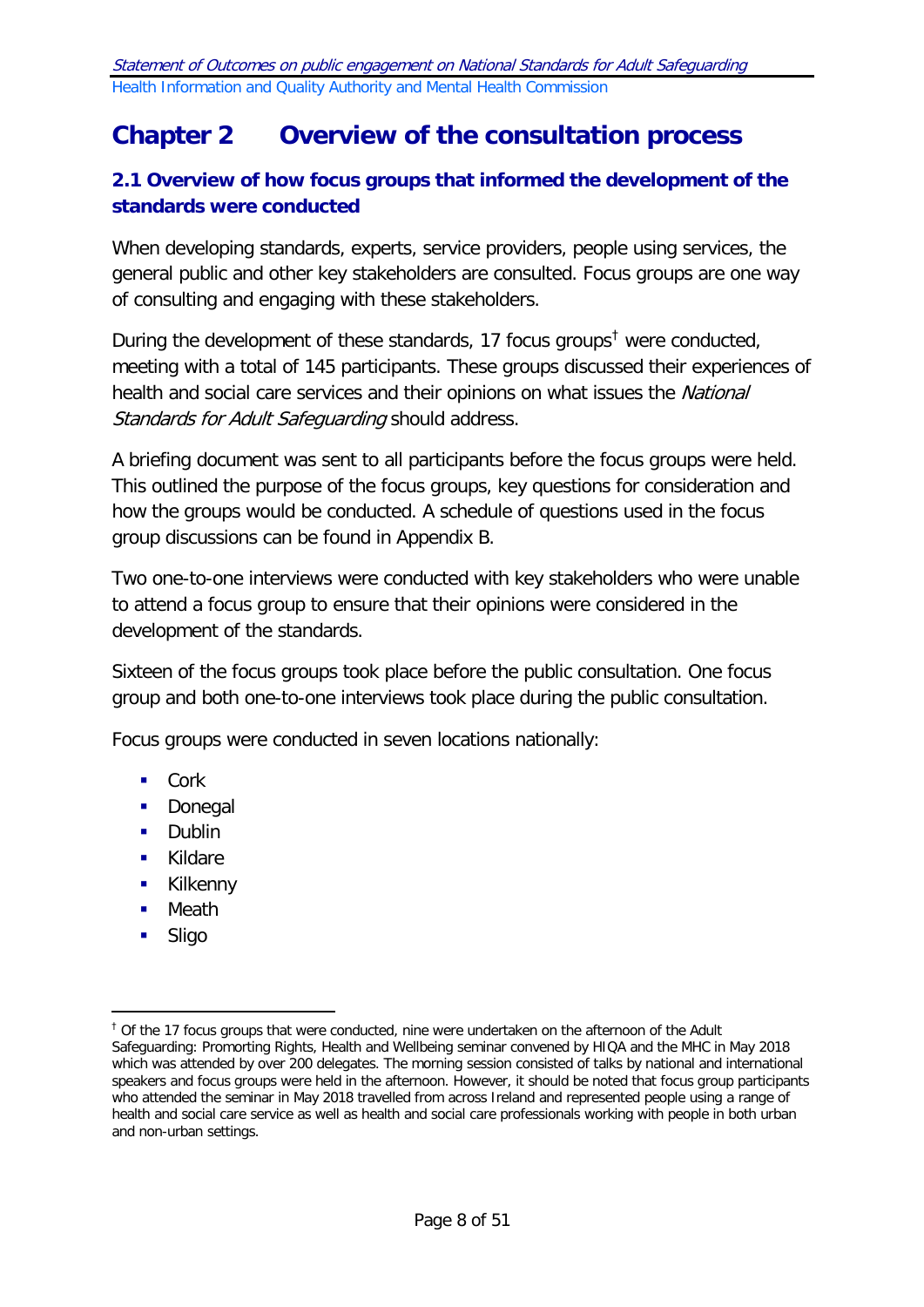# Chapter 2 Overview of the consultation process

## 2.1 Overview of how focus groups that informed the development of the standards were conducted

When developing standards, experts, service providers, people using services, the general public and other key stakeholders are consulted. Focus groups are one way of consulting and engaging with these stakeholders.

During the development of these standards, 17 focus groups[†] were conducted, meeting with a total of 145 participants. These groups discussed their experiences of health and social care services and their opinions on what issues the *National Standards for Adult Safeguarding* should address.

A briefing document was sent to all participants before the focus groups were held. This outlined the purpose of the focus groups, key questions for consideration and how the groups would be conducted. A schedule of questions used in the focus group discussions can be found in Appendix B.

Two one-to-one interviews were conducted with key stakeholders who were unable to attend a focus group to ensure that their opinions were considered in the development of the standards.

Sixteen of the focus groups took place before the public consultation. One focus group and both one-to-one interviews took place during the public consultation.

Focus groups were conducted in seven locations nationally:

- Cork
- Donegal
- Dublin
- Kildare
- Kilkenny
- Meath
- Sligo

[†] Of the 17 focus groups that were conducted, nine were undertaken on the afternoon of the Adult Safeguarding: Promorting Rights, Health and Wellbeing seminar convened by HIQA and the MHC in May 2018 which was attended by over 200 delegates. The morning session consisted of talks by national and international speakers and focus groups were held in the afternoon. However, it should be noted that focus group participants who attended the seminar in May 2018 travelled from across Ireland and represented people using a range of health and social care service as well as health and social care professionals working with people in both urban and non-urban settings.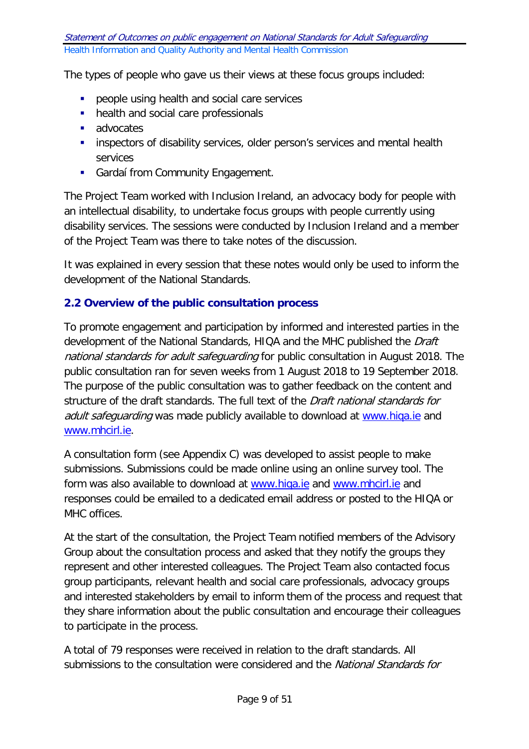The types of people who gave us their views at these focus groups included:

- people using health and social care services
- health and social care professionals
- advocates
- inspectors of disability services, older person's services and mental health services
- Gardaí from Community Engagement.

The Project Team worked with Inclusion Ireland, an advocacy body for people with an intellectual disability, to undertake focus groups with people currently using disability services. The sessions were conducted by Inclusion Ireland and a member of the Project Team was there to take notes of the discussion.

It was explained in every session that these notes would only be used to inform the development of the National Standards.

### 2.2 Overview of the public consultation process

To promote engagement and participation by informed and interested parties in the development of the National Standards, HIQA and the MHC published the *Draft national standards for adult safeguarding* for public consultation in August 2018. The public consultation ran for seven weeks from 1 August 2018 to 19 September 2018. The purpose of the public consultation was to gather feedback on the content and structure of the draft standards. The full text of the *Draft national standards for adult safeguarding* was made publicly available to download at www.hiqa.ie and www.mhcirl.ie.

A consultation form (see Appendix C) was developed to assist people to make submissions. Submissions could be made online using an online survey tool. The form was also available to download at www.hiqa.ie and www.mhcirl.ie and responses could be emailed to a dedicated email address or posted to the HIQA or MHC offices.

At the start of the consultation, the Project Team notified members of the Advisory Group about the consultation process and asked that they notify the groups they represent and other interested colleagues. The Project Team also contacted focus group participants, relevant health and social care professionals, advocacy groups and interested stakeholders by email to inform them of the process and request that they share information about the public consultation and encourage their colleagues to participate in the process.

A total of 79 responses were received in relation to the draft standards. All submissions to the consultation were considered and the *National Standards for*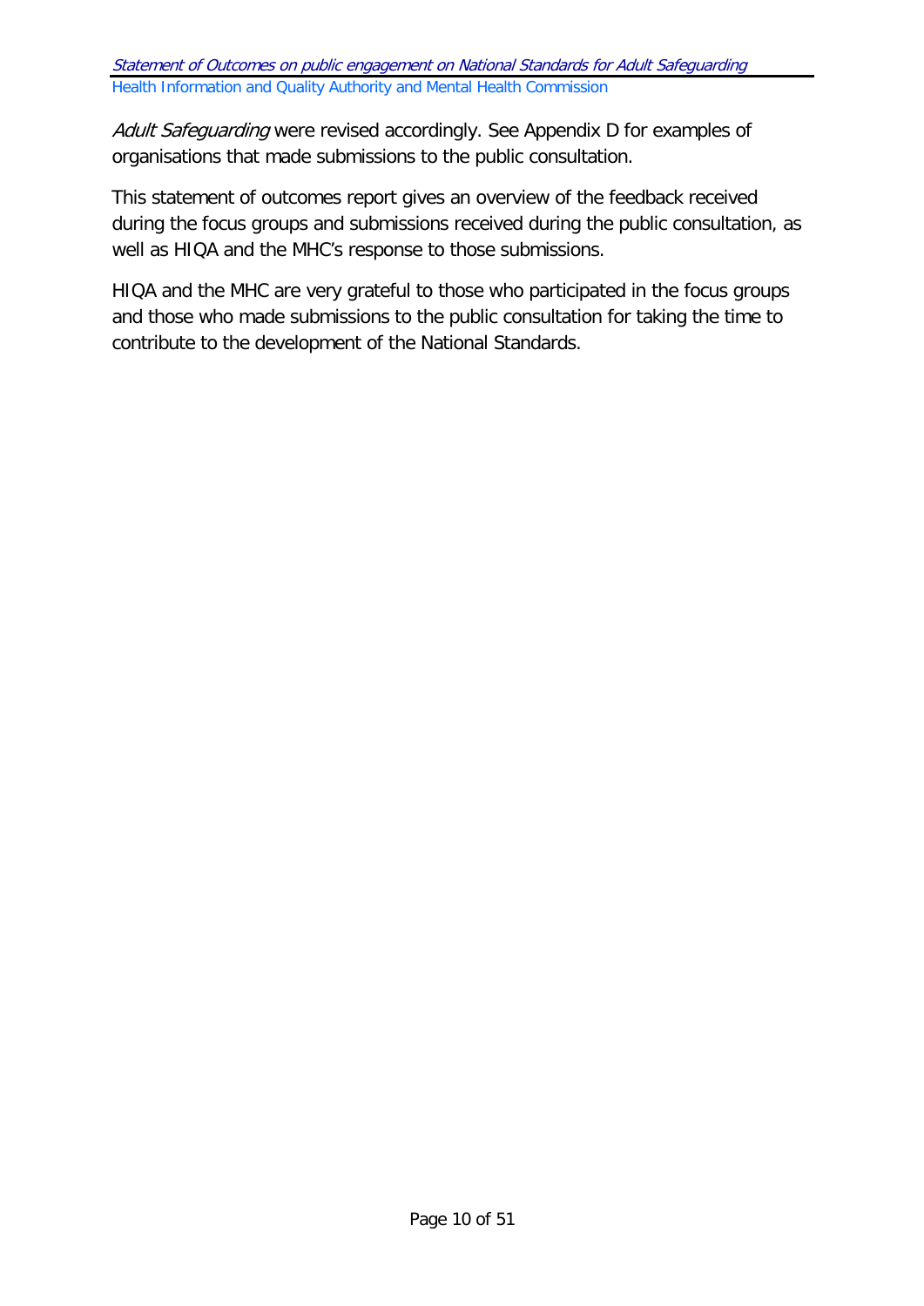*Adult Safeguarding* were revised accordingly. See Appendix D for examples of organisations that made submissions to the public consultation.

This statement of outcomes report gives an overview of the feedback received during the focus groups and submissions received during the public consultation, as well as HIQA and the MHC's response to those submissions.

HIQA and the MHC are very grateful to those who participated in the focus groups and those who made submissions to the public consultation for taking the time to contribute to the development of the National Standards.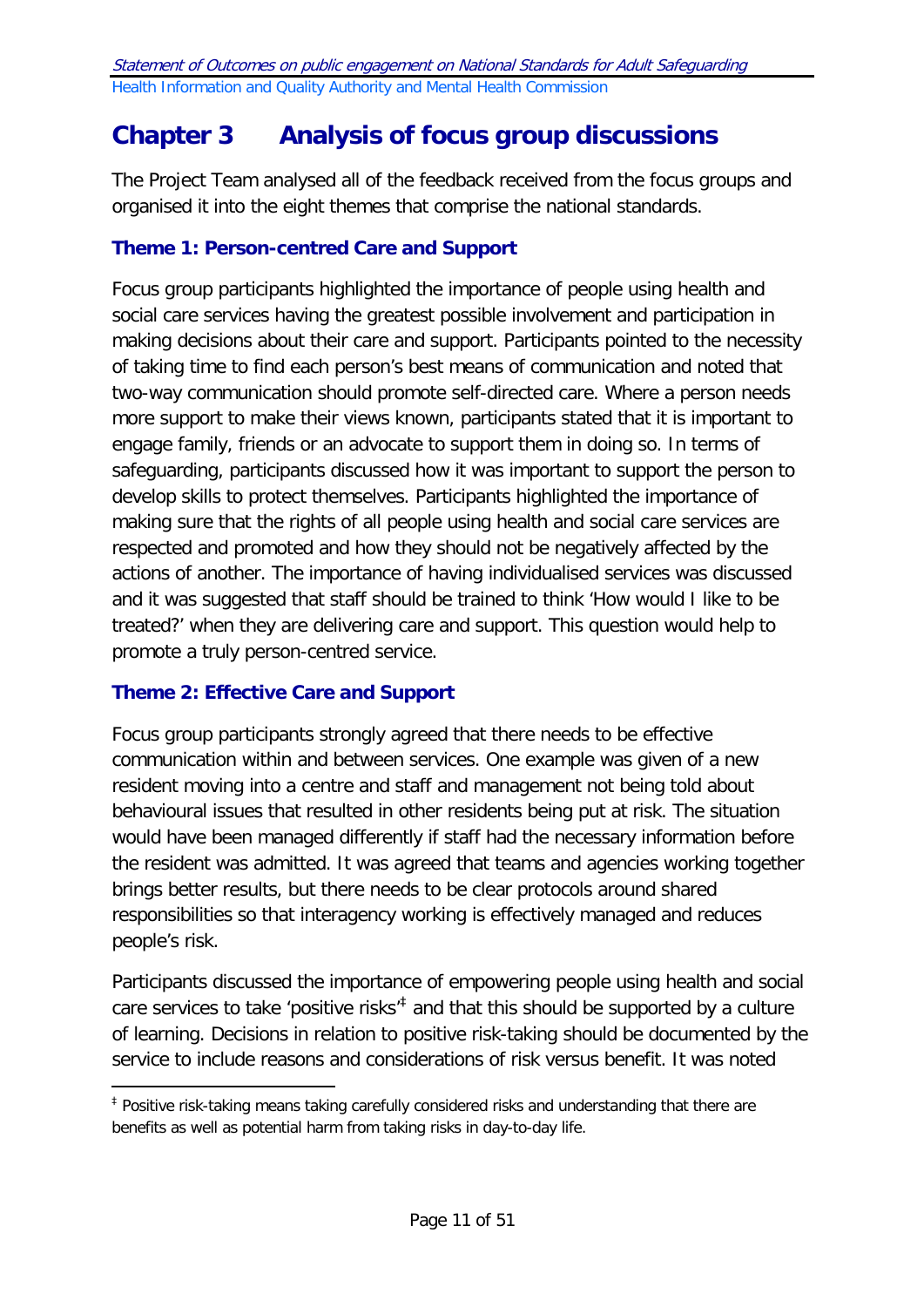# Chapter 3 Analysis of focus group discussions

The Project Team analysed all of the feedback received from the focus groups and organised it into the eight themes that comprise the national standards.

### Theme 1: Person-centred Care and Support

Focus group participants highlighted the importance of people using health and social care services having the greatest possible involvement and participation in making decisions about their care and support. Participants pointed to the necessity of taking time to find each person's best means of communication and noted that two-way communication should promote self-directed care. Where a person needs more support to make their views known, participants stated that it is important to engage family, friends or an advocate to support them in doing so. In terms of safeguarding, participants discussed how it was important to support the person to develop skills to protect themselves. Participants highlighted the importance of making sure that the rights of all people using health and social care services are respected and promoted and how they should not be negatively affected by the actions of another. The importance of having individualised services was discussed and it was suggested that staff should be trained to think 'How would I like to be treated?' when they are delivering care and support. This question would help to promote a truly person-centred service.

### Theme 2: Effective Care and Support

Focus group participants strongly agreed that there needs to be effective communication within and between services. One example was given of a new resident moving into a centre and staff and management not being told about behavioural issues that resulted in other residents being put at risk. The situation would have been managed differently if staff had the necessary information before the resident was admitted. It was agreed that teams and agencies working together brings better results, but there needs to be clear protocols around shared responsibilities so that interagency working is effectively managed and reduces people's risk.

Participants discussed the importance of empowering people using health and social care services to take 'positive risks'[‡] and that this should be supported by a culture of learning. Decisions in relation to positive risk-taking should be documented by the service to include reasons and considerations of risk versus benefit. It was noted

[‡] Positive risk-taking means taking carefully considered risks and understanding that there are benefits as well as potential harm from taking risks in day-to-day life.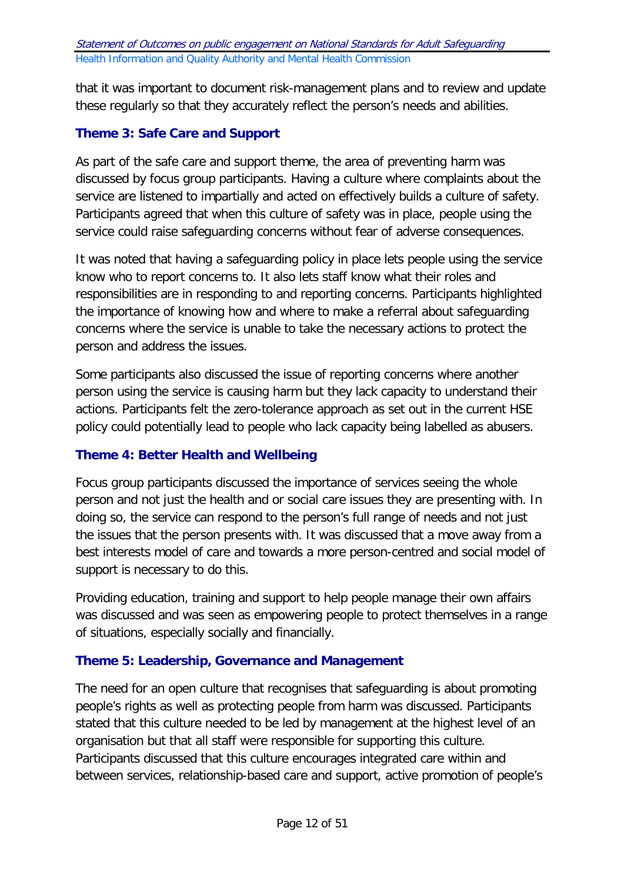that it was important to document risk-management plans and to review and update these regularly so that they accurately reflect the person's needs and abilities.

### Theme 3: Safe Care and Support

As part of the safe care and support theme, the area of preventing harm was discussed by focus group participants. Having a culture where complaints about the service are listened to impartially and acted on effectively builds a culture of safety. Participants agreed that when this culture of safety was in place, people using the service could raise safeguarding concerns without fear of adverse consequences.

It was noted that having a safeguarding policy in place lets people using the service know who to report concerns to. It also lets staff know what their roles and responsibilities are in responding to and reporting concerns. Participants highlighted the importance of knowing how and where to make a referral about safeguarding concerns where the service is unable to take the necessary actions to protect the person and address the issues.

Some participants also discussed the issue of reporting concerns where another person using the service is causing harm but they lack capacity to understand their actions. Participants felt the zero-tolerance approach as set out in the current HSE policy could potentially lead to people who lack capacity being labelled as abusers.

### Theme 4: Better Health and Wellbeing

Focus group participants discussed the importance of services seeing the whole person and not just the health and or social care issues they are presenting with. In doing so, the service can respond to the person's full range of needs and not just the issues that the person presents with. It was discussed that a move away from a best interests model of care and towards a more person-centred and social model of support is necessary to do this.

Providing education, training and support to help people manage their own affairs was discussed and was seen as empowering people to protect themselves in a range of situations, especially socially and financially.

### Theme 5: Leadership, Governance and Management

The need for an open culture that recognises that safeguarding is about promoting people's rights as well as protecting people from harm was discussed. Participants stated that this culture needed to be led by management at the highest level of an organisation but that all staff were responsible for supporting this culture. Participants discussed that this culture encourages integrated care within and between services, relationship-based care and support, active promotion of people's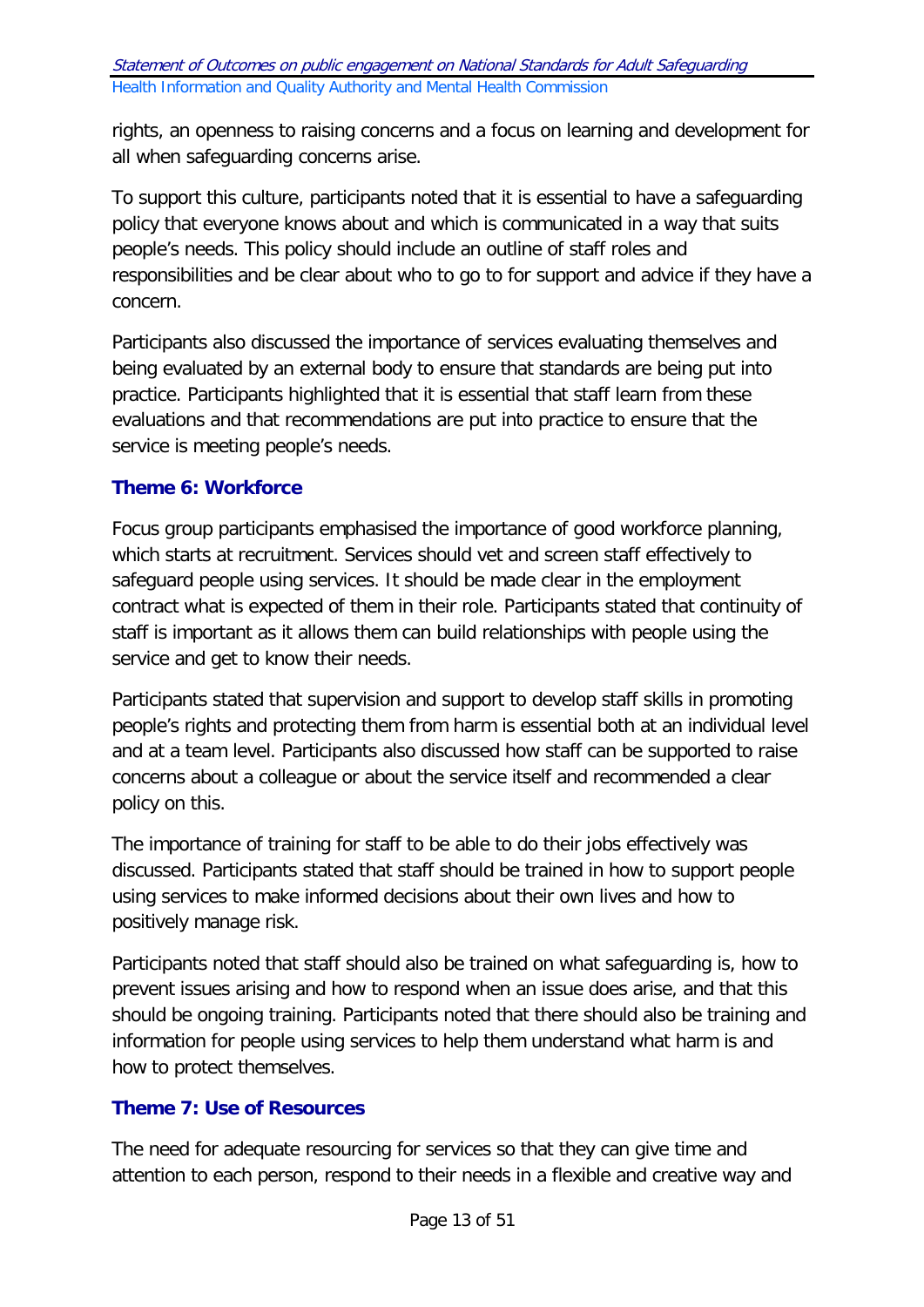rights, an openness to raising concerns and a focus on learning and development for all when safeguarding concerns arise.

To support this culture, participants noted that it is essential to have a safeguarding policy that everyone knows about and which is communicated in a way that suits people's needs. This policy should include an outline of staff roles and responsibilities and be clear about who to go to for support and advice if they have a concern.

Participants also discussed the importance of services evaluating themselves and being evaluated by an external body to ensure that standards are being put into practice. Participants highlighted that it is essential that staff learn from these evaluations and that recommendations are put into practice to ensure that the service is meeting people's needs.

### Theme 6: Workforce

Focus group participants emphasised the importance of good workforce planning, which starts at recruitment. Services should vet and screen staff effectively to safeguard people using services. It should be made clear in the employment contract what is expected of them in their role. Participants stated that continuity of staff is important as it allows them can build relationships with people using the service and get to know their needs.

Participants stated that supervision and support to develop staff skills in promoting people's rights and protecting them from harm is essential both at an individual level and at a team level. Participants also discussed how staff can be supported to raise concerns about a colleague or about the service itself and recommended a clear policy on this.

The importance of training for staff to be able to do their jobs effectively was discussed. Participants stated that staff should be trained in how to support people using services to make informed decisions about their own lives and how to positively manage risk.

Participants noted that staff should also be trained on what safeguarding is, how to prevent issues arising and how to respond when an issue does arise, and that this should be ongoing training. Participants noted that there should also be training and information for people using services to help them understand what harm is and how to protect themselves.

### Theme 7: Use of Resources

The need for adequate resourcing for services so that they can give time and attention to each person, respond to their needs in a flexible and creative way and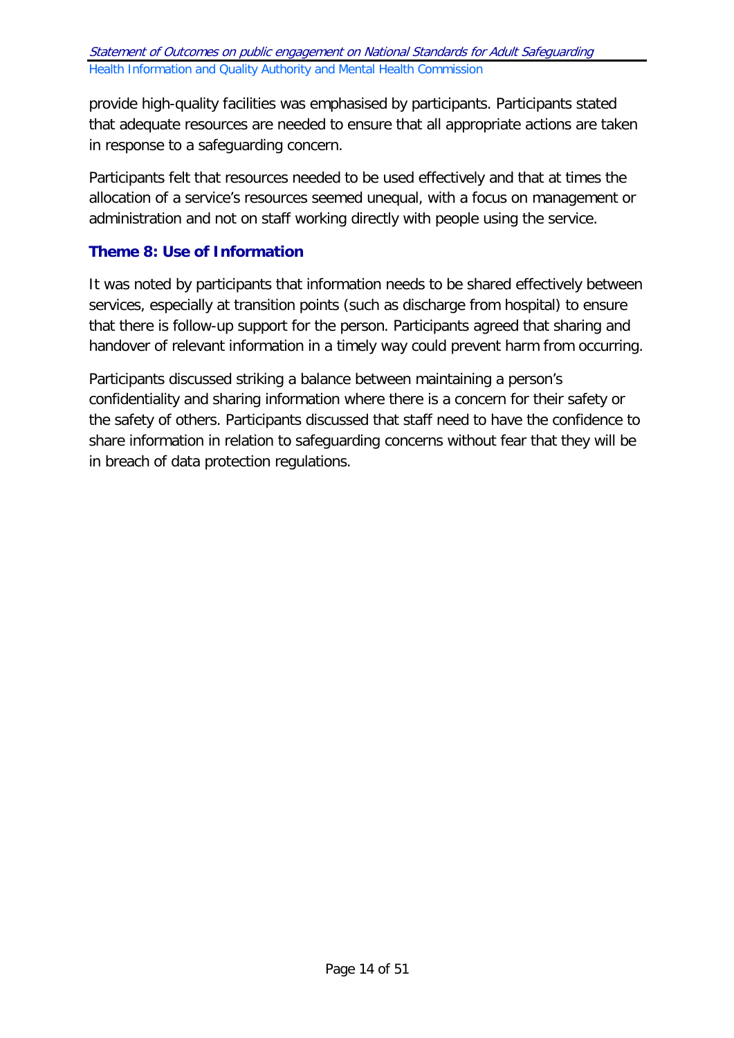provide high-quality facilities was emphasised by participants. Participants stated that adequate resources are needed to ensure that all appropriate actions are taken in response to a safeguarding concern.

Participants felt that resources needed to be used effectively and that at times the allocation of a service's resources seemed unequal, with a focus on management or administration and not on staff working directly with people using the service.

### Theme 8: Use of Information

It was noted by participants that information needs to be shared effectively between services, especially at transition points (such as discharge from hospital) to ensure that there is follow-up support for the person. Participants agreed that sharing and handover of relevant information in a timely way could prevent harm from occurring.

Participants discussed striking a balance between maintaining a person's confidentiality and sharing information where there is a concern for their safety or the safety of others. Participants discussed that staff need to have the confidence to share information in relation to safeguarding concerns without fear that they will be in breach of data protection regulations.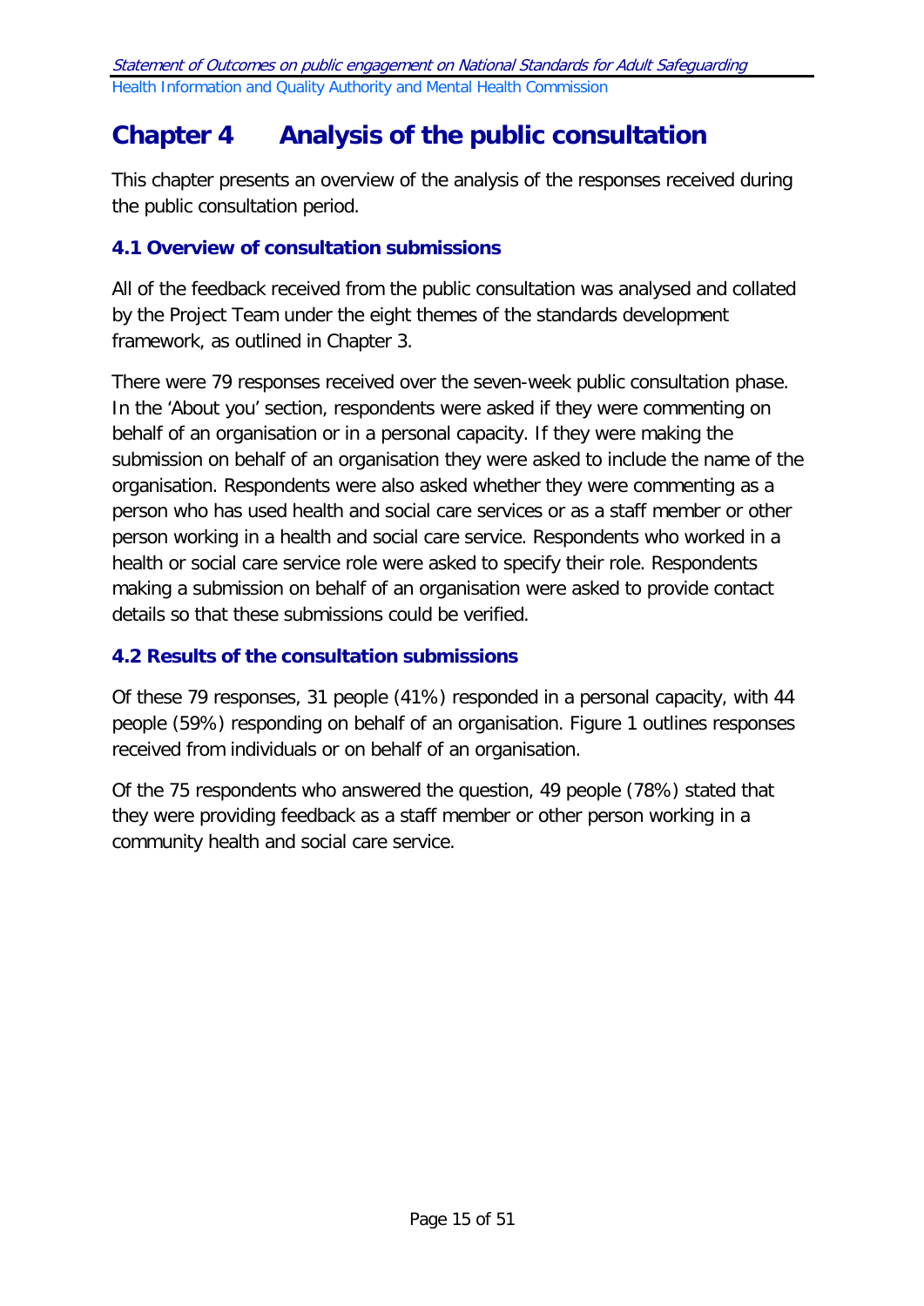# Chapter 4 Analysis of the public consultation

This chapter presents an overview of the analysis of the responses received during the public consultation period.

### 4.1 Overview of consultation submissions

All of the feedback received from the public consultation was analysed and collated by the Project Team under the eight themes of the standards development framework, as outlined in Chapter 3.

There were 79 responses received over the seven-week public consultation phase. In the 'About you' section, respondents were asked if they were commenting on behalf of an organisation or in a personal capacity. If they were making the submission on behalf of an organisation they were asked to include the name of the organisation. Respondents were also asked whether they were commenting as a person who has used health and social care services or as a staff member or other person working in a health and social care service. Respondents who worked in a health or social care service role were asked to specify their role. Respondents making a submission on behalf of an organisation were asked to provide contact details so that these submissions could be verified.

### 4.2 Results of the consultation submissions

Of these 79 responses, 31 people (41%) responded in a personal capacity, with 44 people (59%) responding on behalf of an organisation. Figure 1 outlines responses received from individuals or on behalf of an organisation.

Of the 75 respondents who answered the question, 49 people (78%) stated that they were providing feedback as a staff member or other person working in a community health and social care service.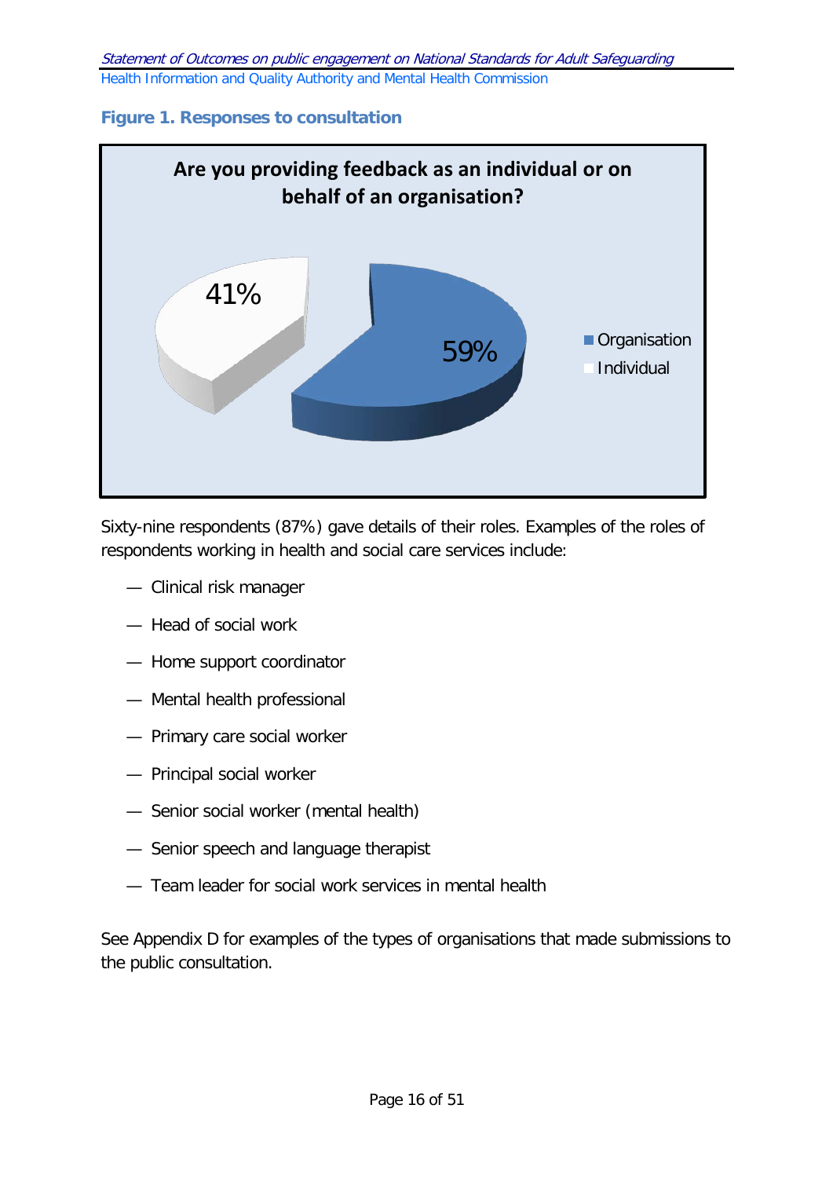### Figure 1. Responses to consultation

**Are you providing feedback as an individual or on behalf of an organisation?**

| Response | Percentage |
|---|---|
| Organisation | 59% |
| Individual | 41% |

Sixty-nine respondents (87%) gave details of their roles. Examples of the roles of respondents working in health and social care services include:

- Clinical risk manager
- Head of social work
- Home support coordinator
- Mental health professional
- Primary care social worker
- Principal social worker
- Senior social worker (mental health)
- Senior speech and language therapist
- Team leader for social work services in mental health

See Appendix D for examples of the types of organisations that made submissions to the public consultation.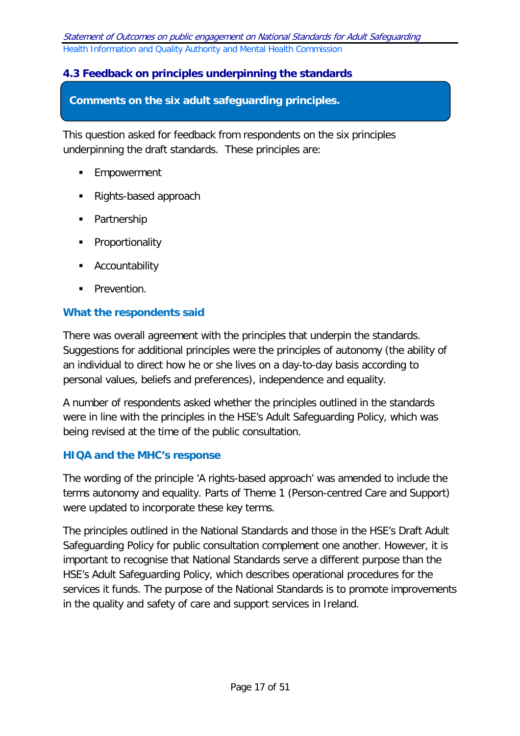### 4.3 Feedback on principles underpinning the standards

**Comments on the six adult safeguarding principles.**

This question asked for feedback from respondents on the six principles underpinning the draft standards. These principles are:

- Empowerment
- Rights-based approach
- Partnership
- Proportionality
- Accountability
- Prevention.

#### What the respondents said

There was overall agreement with the principles that underpin the standards. Suggestions for additional principles were the principles of autonomy (the ability of an individual to direct how he or she lives on a day-to-day basis according to personal values, beliefs and preferences), independence and equality.

A number of respondents asked whether the principles outlined in the standards were in line with the principles in the HSE's Adult Safeguarding Policy, which was being revised at the time of the public consultation.

#### HIQA and the MHC's response

The wording of the principle 'A rights-based approach' was amended to include the terms autonomy and equality. Parts of Theme 1 (Person-centred Care and Support) were updated to incorporate these key terms.

The principles outlined in the National Standards and those in the HSE's Draft Adult Safeguarding Policy for public consultation complement one another. However, it is important to recognise that National Standards serve a different purpose than the HSE's Adult Safeguarding Policy, which describes operational procedures for the services it funds. The purpose of the National Standards is to promote improvements in the quality and safety of care and support services in Ireland.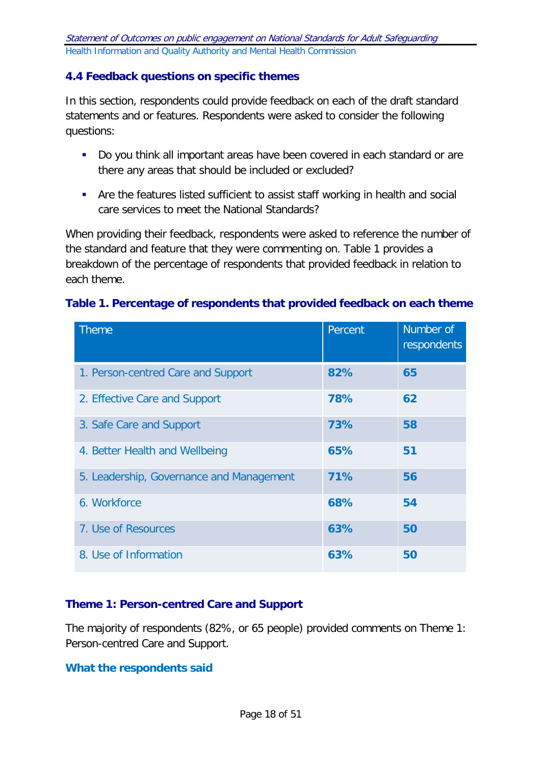### 4.4 Feedback questions on specific themes

In this section, respondents could provide feedback on each of the draft standard statements and or features. Respondents were asked to consider the following questions:

- Do you think all important areas have been covered in each standard or are there any areas that should be included or excluded?
- Are the features listed sufficient to assist staff working in health and social care services to meet the National Standards?

When providing their feedback, respondents were asked to reference the number of the standard and feature that they were commenting on. Table 1 provides a breakdown of the percentage of respondents that provided feedback in relation to each theme.

**Table 1. Percentage of respondents that provided feedback on each theme**

| Theme | Percent | Number of respondents |
|---|---|---|
| 1. Person-centred Care and Support | **82%** | **65** |
| 2. Effective Care and Support | **78%** | **62** |
| 3. Safe Care and Support | **73%** | **58** |
| 4. Better Health and Wellbeing | **65%** | **51** |
| 5. Leadership, Governance and Management | **71%** | **56** |
| 6. Workforce | **68%** | **54** |
| 7. Use of Resources | **63%** | **50** |
| 8. Use of Information | **63%** | **50** |

#### Theme 1: Person-centred Care and Support

The majority of respondents (82%, or 65 people) provided comments on Theme 1: Person-centred Care and Support.

#### What the respondents said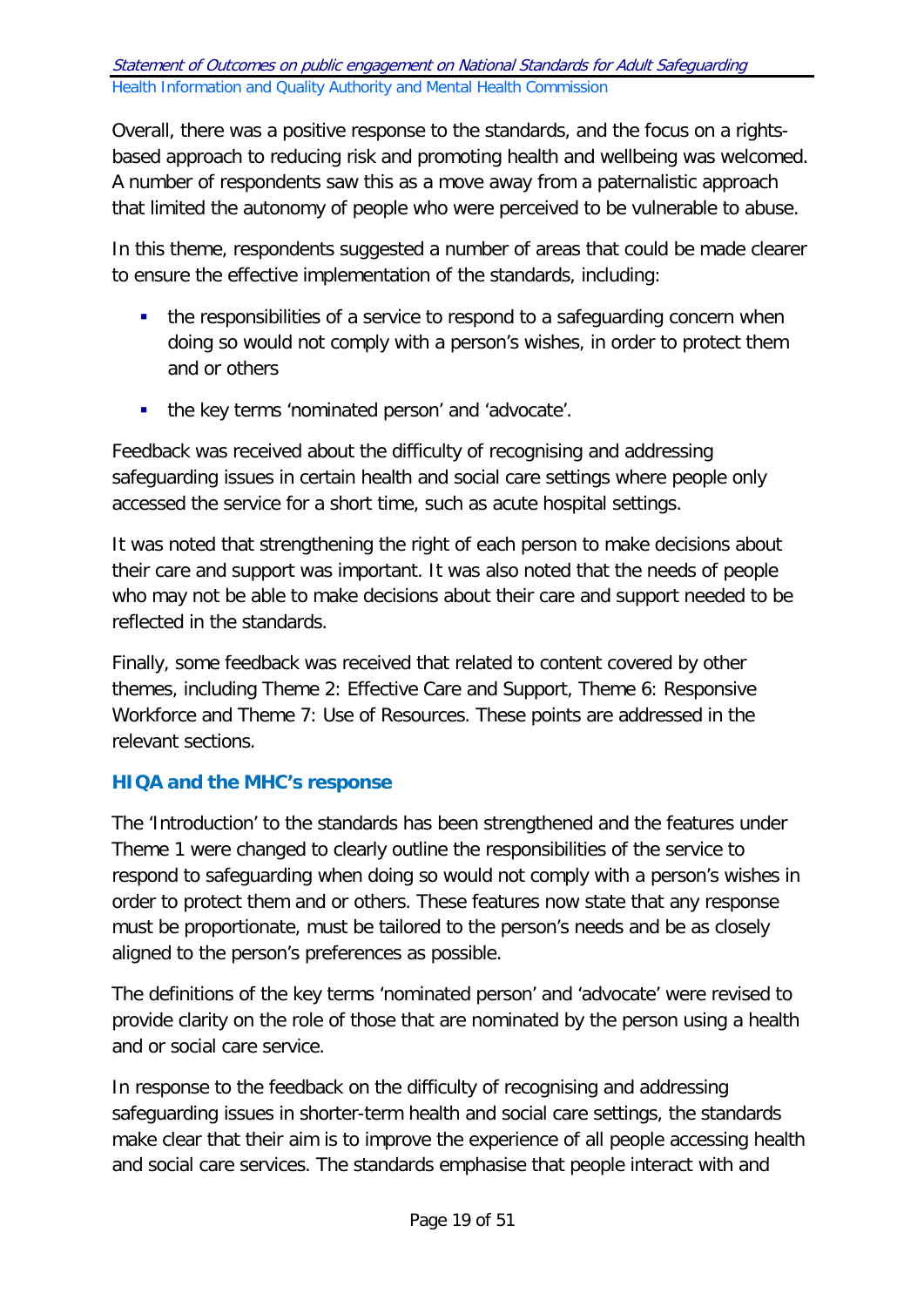Overall, there was a positive response to the standards, and the focus on a rights-based approach to reducing risk and promoting health and wellbeing was welcomed. A number of respondents saw this as a move away from a paternalistic approach that limited the autonomy of people who were perceived to be vulnerable to abuse.

In this theme, respondents suggested a number of areas that could be made clearer to ensure the effective implementation of the standards, including:

- the responsibilities of a service to respond to a safeguarding concern when doing so would not comply with a person's wishes, in order to protect them and or others
- the key terms 'nominated person' and 'advocate'.

Feedback was received about the difficulty of recognising and addressing safeguarding issues in certain health and social care settings where people only accessed the service for a short time, such as acute hospital settings.

It was noted that strengthening the right of each person to make decisions about their care and support was important. It was also noted that the needs of people who may not be able to make decisions about their care and support needed to be reflected in the standards.

Finally, some feedback was received that related to content covered by other themes, including Theme 2: Effective Care and Support, Theme 6: Responsive Workforce and Theme 7: Use of Resources. These points are addressed in the relevant sections.

### HIQA and the MHC's response

The 'Introduction' to the standards has been strengthened and the features under Theme 1 were changed to clearly outline the responsibilities of the service to respond to safeguarding when doing so would not comply with a person's wishes in order to protect them and or others. These features now state that any response must be proportionate, must be tailored to the person's needs and be as closely aligned to the person's preferences as possible.

The definitions of the key terms 'nominated person' and 'advocate' were revised to provide clarity on the role of those that are nominated by the person using a health and or social care service.

In response to the feedback on the difficulty of recognising and addressing safeguarding issues in shorter-term health and social care settings, the standards make clear that their aim is to improve the experience of all people accessing health and social care services. The standards emphasise that people interact with and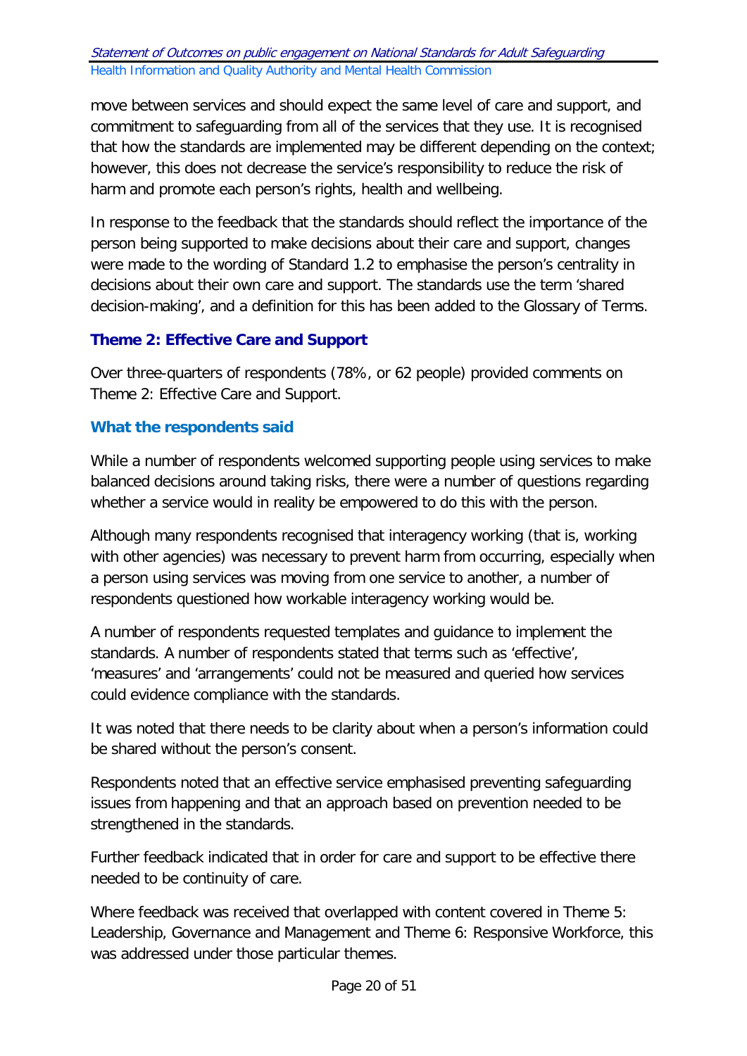move between services and should expect the same level of care and support, and commitment to safeguarding from all of the services that they use. It is recognised that how the standards are implemented may be different depending on the context; however, this does not decrease the service's responsibility to reduce the risk of harm and promote each person's rights, health and wellbeing.

In response to the feedback that the standards should reflect the importance of the person being supported to make decisions about their care and support, changes were made to the wording of Standard 1.2 to emphasise the person's centrality in decisions about their own care and support. The standards use the term 'shared decision-making', and a definition for this has been added to the Glossary of Terms.

### Theme 2: Effective Care and Support

Over three-quarters of respondents (78%, or 62 people) provided comments on Theme 2: Effective Care and Support.

#### What the respondents said

While a number of respondents welcomed supporting people using services to make balanced decisions around taking risks, there were a number of questions regarding whether a service would in reality be empowered to do this with the person.

Although many respondents recognised that interagency working (that is, working with other agencies) was necessary to prevent harm from occurring, especially when a person using services was moving from one service to another, a number of respondents questioned how workable interagency working would be.

A number of respondents requested templates and guidance to implement the standards. A number of respondents stated that terms such as 'effective', 'measures' and 'arrangements' could not be measured and queried how services could evidence compliance with the standards.

It was noted that there needs to be clarity about when a person's information could be shared without the person's consent.

Respondents noted that an effective service emphasised preventing safeguarding issues from happening and that an approach based on prevention needed to be strengthened in the standards.

Further feedback indicated that in order for care and support to be effective there needed to be continuity of care.

Where feedback was received that overlapped with content covered in Theme 5: Leadership, Governance and Management and Theme 6: Responsive Workforce, this was addressed under those particular themes.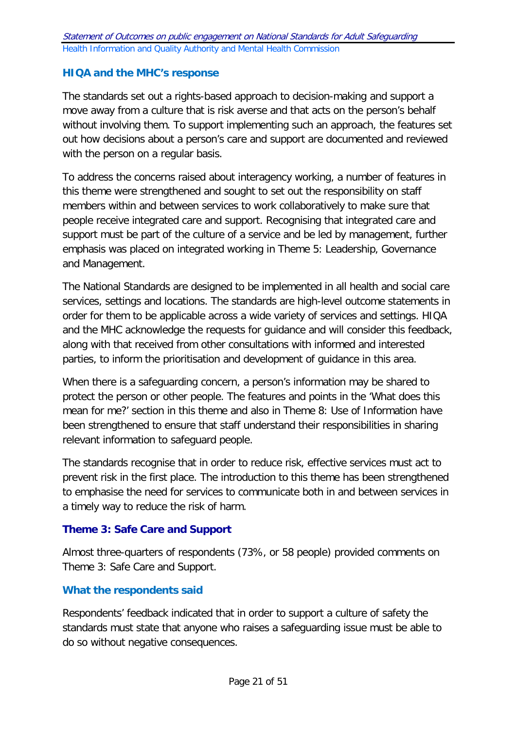### HIQA and the MHC's response

The standards set out a rights-based approach to decision-making and support a move away from a culture that is risk averse and that acts on the person's behalf without involving them. To support implementing such an approach, the features set out how decisions about a person's care and support are documented and reviewed with the person on a regular basis.

To address the concerns raised about interagency working, a number of features in this theme were strengthened and sought to set out the responsibility on staff members within and between services to work collaboratively to make sure that people receive integrated care and support. Recognising that integrated care and support must be part of the culture of a service and be led by management, further emphasis was placed on integrated working in Theme 5: Leadership, Governance and Management.

The National Standards are designed to be implemented in all health and social care services, settings and locations. The standards are high-level outcome statements in order for them to be applicable across a wide variety of services and settings. HIQA and the MHC acknowledge the requests for guidance and will consider this feedback, along with that received from other consultations with informed and interested parties, to inform the prioritisation and development of guidance in this area.

When there is a safeguarding concern, a person's information may be shared to protect the person or other people. The features and points in the 'What does this mean for me?' section in this theme and also in Theme 8: Use of Information have been strengthened to ensure that staff understand their responsibilities in sharing relevant information to safeguard people.

The standards recognise that in order to reduce risk, effective services must act to prevent risk in the first place. The introduction to this theme has been strengthened to emphasise the need for services to communicate both in and between services in a timely way to reduce the risk of harm.

## Theme 3: Safe Care and Support

Almost three-quarters of respondents (73%, or 58 people) provided comments on Theme 3: Safe Care and Support.

### What the respondents said

Respondents' feedback indicated that in order to support a culture of safety the standards must state that anyone who raises a safeguarding issue must be able to do so without negative consequences.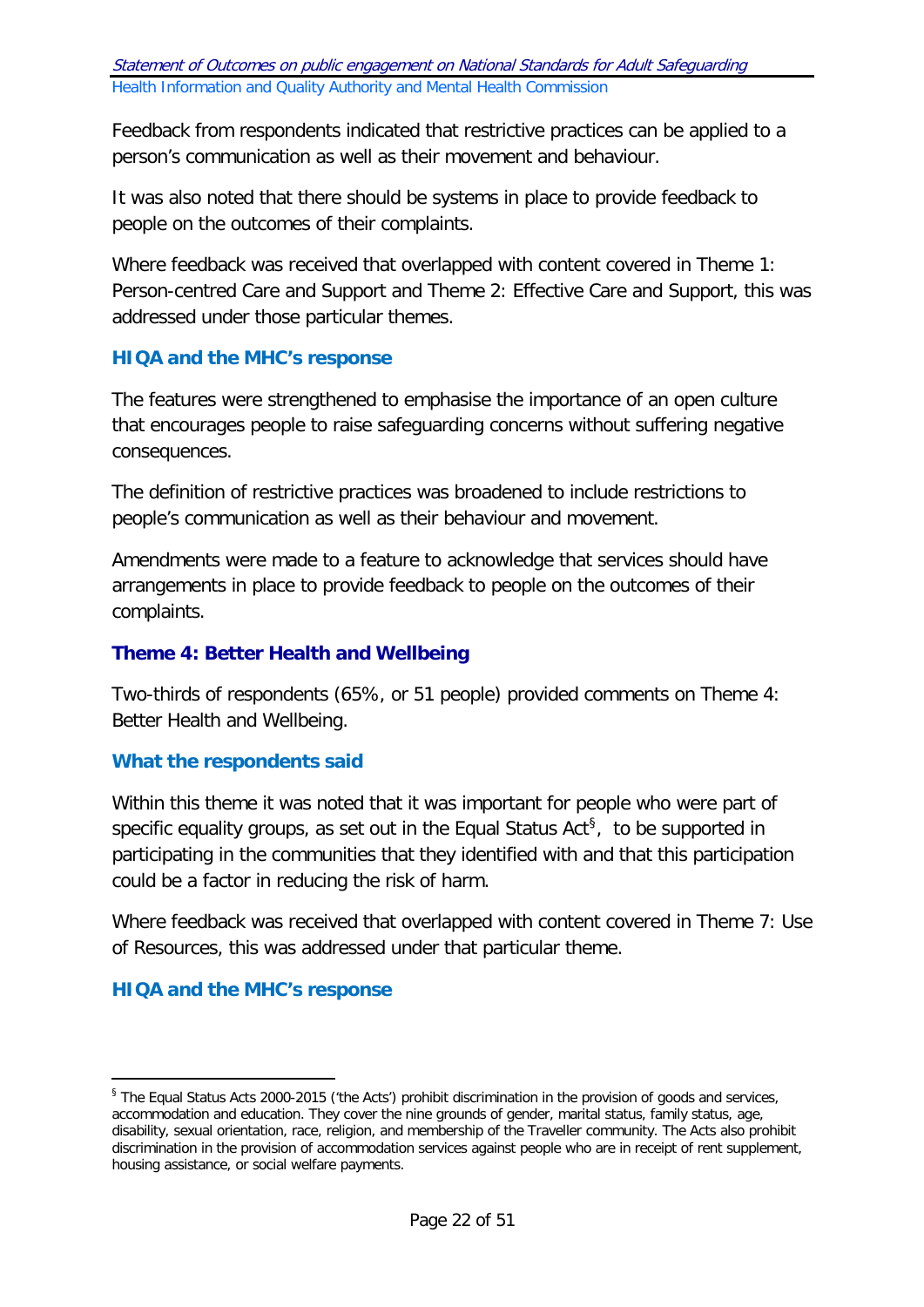Feedback from respondents indicated that restrictive practices can be applied to a person's communication as well as their movement and behaviour.

It was also noted that there should be systems in place to provide feedback to people on the outcomes of their complaints.

Where feedback was received that overlapped with content covered in Theme 1: Person-centred Care and Support and Theme 2: Effective Care and Support, this was addressed under those particular themes.

### HIQA and the MHC's response

The features were strengthened to emphasise the importance of an open culture that encourages people to raise safeguarding concerns without suffering negative consequences.

The definition of restrictive practices was broadened to include restrictions to people's communication as well as their behaviour and movement.

Amendments were made to a feature to acknowledge that services should have arrangements in place to provide feedback to people on the outcomes of their complaints.

## Theme 4: Better Health and Wellbeing

Two-thirds of respondents (65%, or 51 people) provided comments on Theme 4: Better Health and Wellbeing.

### What the respondents said

Within this theme it was noted that it was important for people who were part of specific equality groups, as set out in the Equal Status Act[§], to be supported in participating in the communities that they identified with and that this participation could be a factor in reducing the risk of harm.

Where feedback was received that overlapped with content covered in Theme 7: Use of Resources, this was addressed under that particular theme.

### HIQA and the MHC's response

[§] The Equal Status Acts 2000-2015 ('the Acts') prohibit discrimination in the provision of goods and services, accommodation and education. They cover the nine grounds of gender, marital status, family status, age, disability, sexual orientation, race, religion, and membership of the Traveller community. The Acts also prohibit discrimination in the provision of accommodation services against people who are in receipt of rent supplement, housing assistance, or social welfare payments.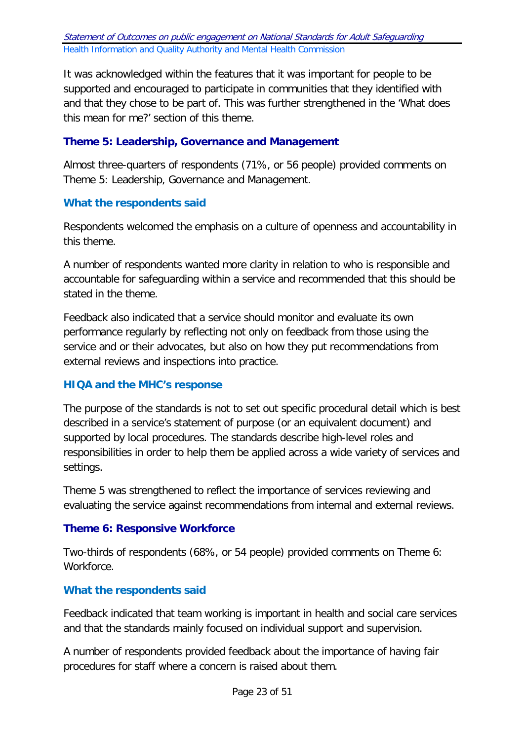It was acknowledged within the features that it was important for people to be supported and encouraged to participate in communities that they identified with and that they chose to be part of. This was further strengthened in the 'What does this mean for me?' section of this theme.

### Theme 5: Leadership, Governance and Management

Almost three-quarters of respondents (71%, or 56 people) provided comments on Theme 5: Leadership, Governance and Management.

#### What the respondents said

Respondents welcomed the emphasis on a culture of openness and accountability in this theme.

A number of respondents wanted more clarity in relation to who is responsible and accountable for safeguarding within a service and recommended that this should be stated in the theme.

Feedback also indicated that a service should monitor and evaluate its own performance regularly by reflecting not only on feedback from those using the service and or their advocates, but also on how they put recommendations from external reviews and inspections into practice.

#### HIQA and the MHC's response

The purpose of the standards is not to set out specific procedural detail which is best described in a service's statement of purpose (or an equivalent document) and supported by local procedures. The standards describe high-level roles and responsibilities in order to help them be applied across a wide variety of services and settings.

Theme 5 was strengthened to reflect the importance of services reviewing and evaluating the service against recommendations from internal and external reviews.

### Theme 6: Responsive Workforce

Two-thirds of respondents (68%, or 54 people) provided comments on Theme 6: Workforce.

#### What the respondents said

Feedback indicated that team working is important in health and social care services and that the standards mainly focused on individual support and supervision.

A number of respondents provided feedback about the importance of having fair procedures for staff where a concern is raised about them.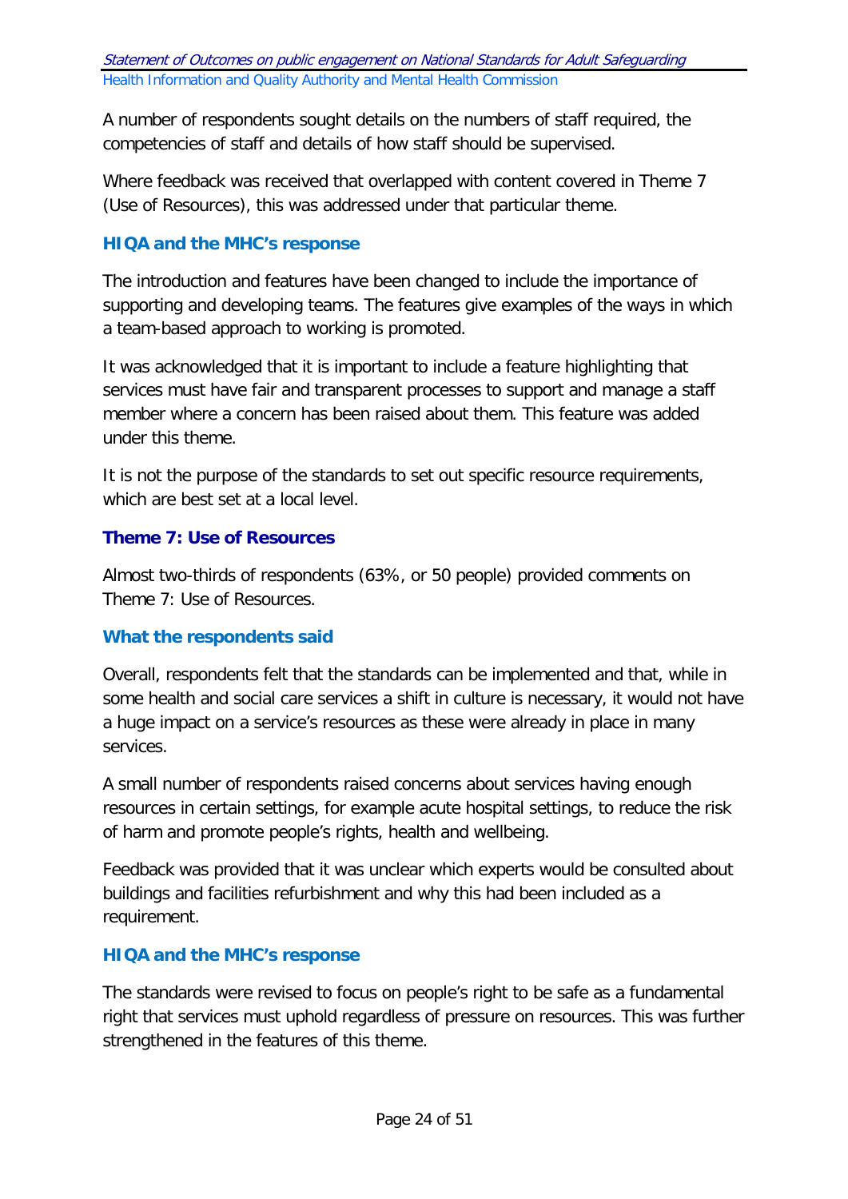A number of respondents sought details on the numbers of staff required, the competencies of staff and details of how staff should be supervised.

Where feedback was received that overlapped with content covered in Theme 7 (Use of Resources), this was addressed under that particular theme.

### HIQA and the MHC's response

The introduction and features have been changed to include the importance of supporting and developing teams. The features give examples of the ways in which a team-based approach to working is promoted.

It was acknowledged that it is important to include a feature highlighting that services must have fair and transparent processes to support and manage a staff member where a concern has been raised about them. This feature was added under this theme.

It is not the purpose of the standards to set out specific resource requirements, which are best set at a local level.

## Theme 7: Use of Resources

Almost two-thirds of respondents (63%, or 50 people) provided comments on Theme 7: Use of Resources.

### What the respondents said

Overall, respondents felt that the standards can be implemented and that, while in some health and social care services a shift in culture is necessary, it would not have a huge impact on a service's resources as these were already in place in many services.

A small number of respondents raised concerns about services having enough resources in certain settings, for example acute hospital settings, to reduce the risk of harm and promote people's rights, health and wellbeing.

Feedback was provided that it was unclear which experts would be consulted about buildings and facilities refurbishment and why this had been included as a requirement.

### HIQA and the MHC's response

The standards were revised to focus on people's right to be safe as a fundamental right that services must uphold regardless of pressure on resources. This was further strengthened in the features of this theme.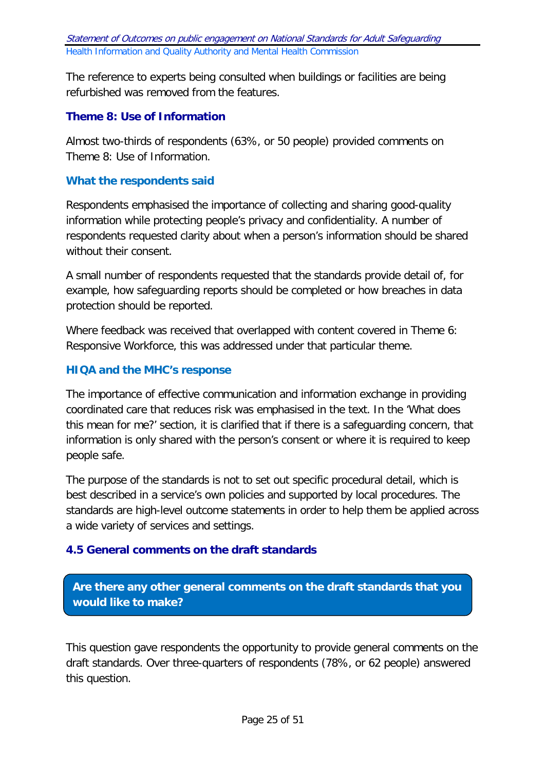The reference to experts being consulted when buildings or facilities are being refurbished was removed from the features.

### Theme 8: Use of Information

Almost two-thirds of respondents (63%, or 50 people) provided comments on Theme 8: Use of Information.

#### What the respondents said

Respondents emphasised the importance of collecting and sharing good-quality information while protecting people's privacy and confidentiality. A number of respondents requested clarity about when a person's information should be shared without their consent.

A small number of respondents requested that the standards provide detail of, for example, how safeguarding reports should be completed or how breaches in data protection should be reported.

Where feedback was received that overlapped with content covered in Theme 6: Responsive Workforce, this was addressed under that particular theme.

#### HIQA and the MHC's response

The importance of effective communication and information exchange in providing coordinated care that reduces risk was emphasised in the text. In the 'What does this mean for me?' section, it is clarified that if there is a safeguarding concern, that information is only shared with the person's consent or where it is required to keep people safe.

The purpose of the standards is not to set out specific procedural detail, which is best described in a service's own policies and supported by local procedures. The standards are high-level outcome statements in order to help them be applied across a wide variety of services and settings.

### 4.5 General comments on the draft standards

**Are there any other general comments on the draft standards that you would like to make?**

This question gave respondents the opportunity to provide general comments on the draft standards. Over three-quarters of respondents (78%, or 62 people) answered this question.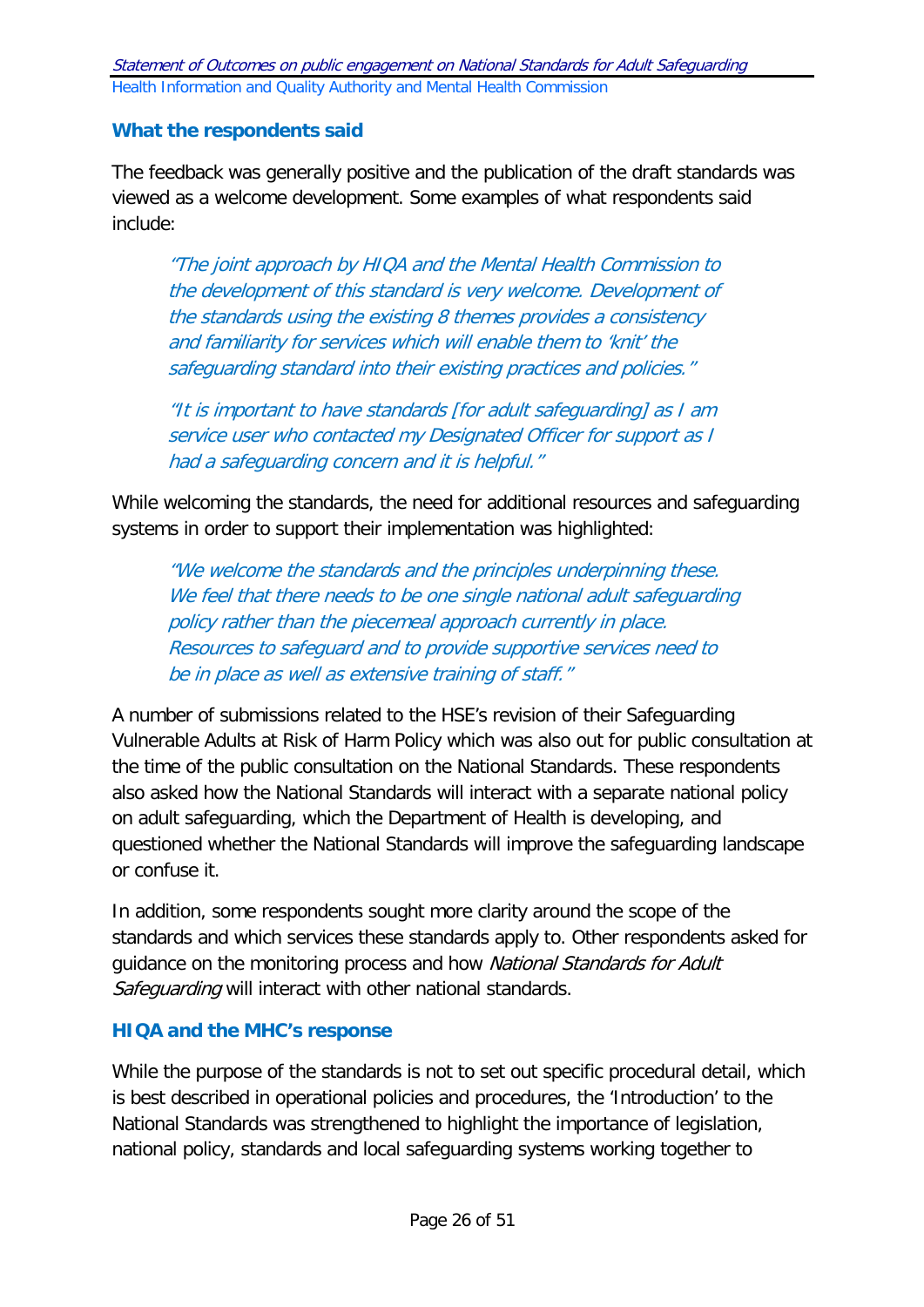### What the respondents said

The feedback was generally positive and the publication of the draft standards was viewed as a welcome development. Some examples of what respondents said include:

> *"The joint approach by HIQA and the Mental Health Commission to the development of this standard is very welcome. Development of the standards using the existing 8 themes provides a consistency and familiarity for services which will enable them to 'knit' the safeguarding standard into their existing practices and policies."*

> *"It is important to have standards [for adult safeguarding] as I am service user who contacted my Designated Officer for support as I had a safeguarding concern and it is helpful."*

While welcoming the standards, the need for additional resources and safeguarding systems in order to support their implementation was highlighted:

> *"We welcome the standards and the principles underpinning these. We feel that there needs to be one single national adult safeguarding policy rather than the piecemeal approach currently in place. Resources to safeguard and to provide supportive services need to be in place as well as extensive training of staff."*

A number of submissions related to the HSE's revision of their Safeguarding Vulnerable Adults at Risk of Harm Policy which was also out for public consultation at the time of the public consultation on the National Standards. These respondents also asked how the National Standards will interact with a separate national policy on adult safeguarding, which the Department of Health is developing, and questioned whether the National Standards will improve the safeguarding landscape or confuse it.

In addition, some respondents sought more clarity around the scope of the standards and which services these standards apply to. Other respondents asked for guidance on the monitoring process and how *National Standards for Adult Safeguarding* will interact with other national standards.

### HIQA and the MHC's response

While the purpose of the standards is not to set out specific procedural detail, which is best described in operational policies and procedures, the 'Introduction' to the National Standards was strengthened to highlight the importance of legislation, national policy, standards and local safeguarding systems working together to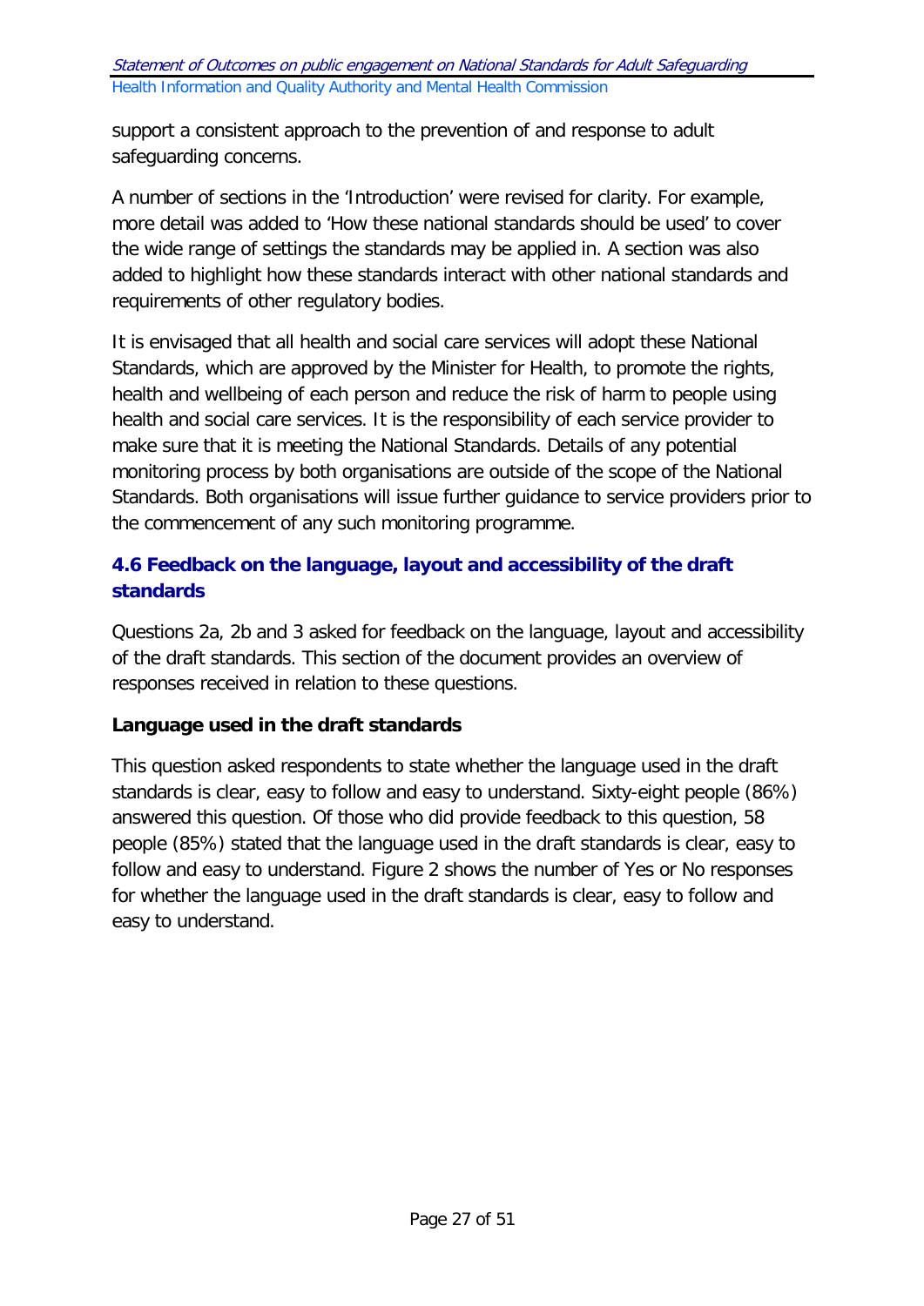support a consistent approach to the prevention of and response to adult safeguarding concerns.

A number of sections in the 'Introduction' were revised for clarity. For example, more detail was added to 'How these national standards should be used' to cover the wide range of settings the standards may be applied in. A section was also added to highlight how these standards interact with other national standards and requirements of other regulatory bodies.

It is envisaged that all health and social care services will adopt these National Standards, which are approved by the Minister for Health, to promote the rights, health and wellbeing of each person and reduce the risk of harm to people using health and social care services. It is the responsibility of each service provider to make sure that it is meeting the National Standards. Details of any potential monitoring process by both organisations are outside of the scope of the National Standards. Both organisations will issue further guidance to service providers prior to the commencement of any such monitoring programme.

### 4.6 Feedback on the language, layout and accessibility of the draft standards

Questions 2a, 2b and 3 asked for feedback on the language, layout and accessibility of the draft standards. This section of the document provides an overview of responses received in relation to these questions.

**Language used in the draft standards**

This question asked respondents to state whether the language used in the draft standards is clear, easy to follow and easy to understand. Sixty-eight people (86%) answered this question. Of those who did provide feedback to this question, 58 people (85%) stated that the language used in the draft standards is clear, easy to follow and easy to understand. Figure 2 shows the number of Yes or No responses for whether the language used in the draft standards is clear, easy to follow and easy to understand.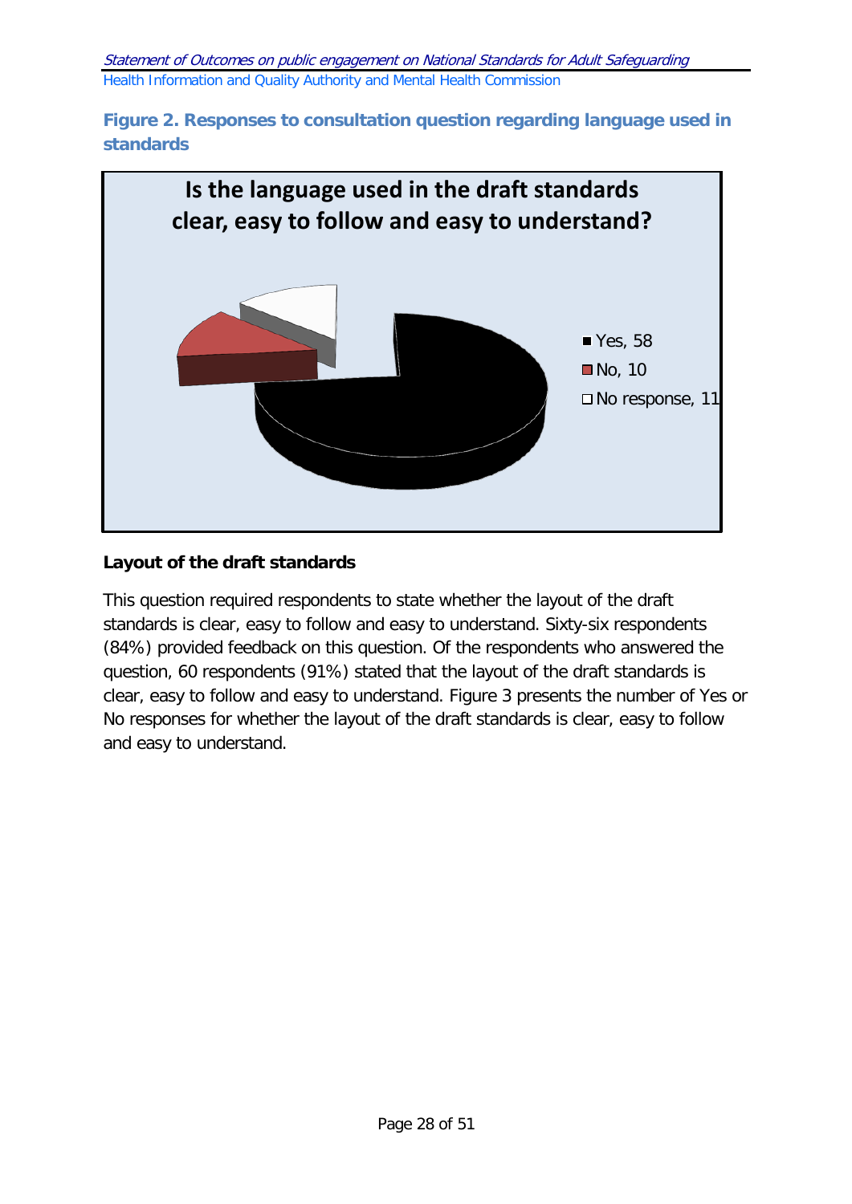**Figure 2. Responses to consultation question regarding language used in standards**

Is the language used in the draft standards clear, easy to follow and easy to understand?

- Yes, 58
- No, 10
- No response, 11

### Layout of the draft standards

This question required respondents to state whether the layout of the draft standards is clear, easy to follow and easy to understand. Sixty-six respondents (84%) provided feedback on this question. Of the respondents who answered the question, 60 respondents (91%) stated that the layout of the draft standards is clear, easy to follow and easy to understand. Figure 3 presents the number of Yes or No responses for whether the layout of the draft standards is clear, easy to follow and easy to understand.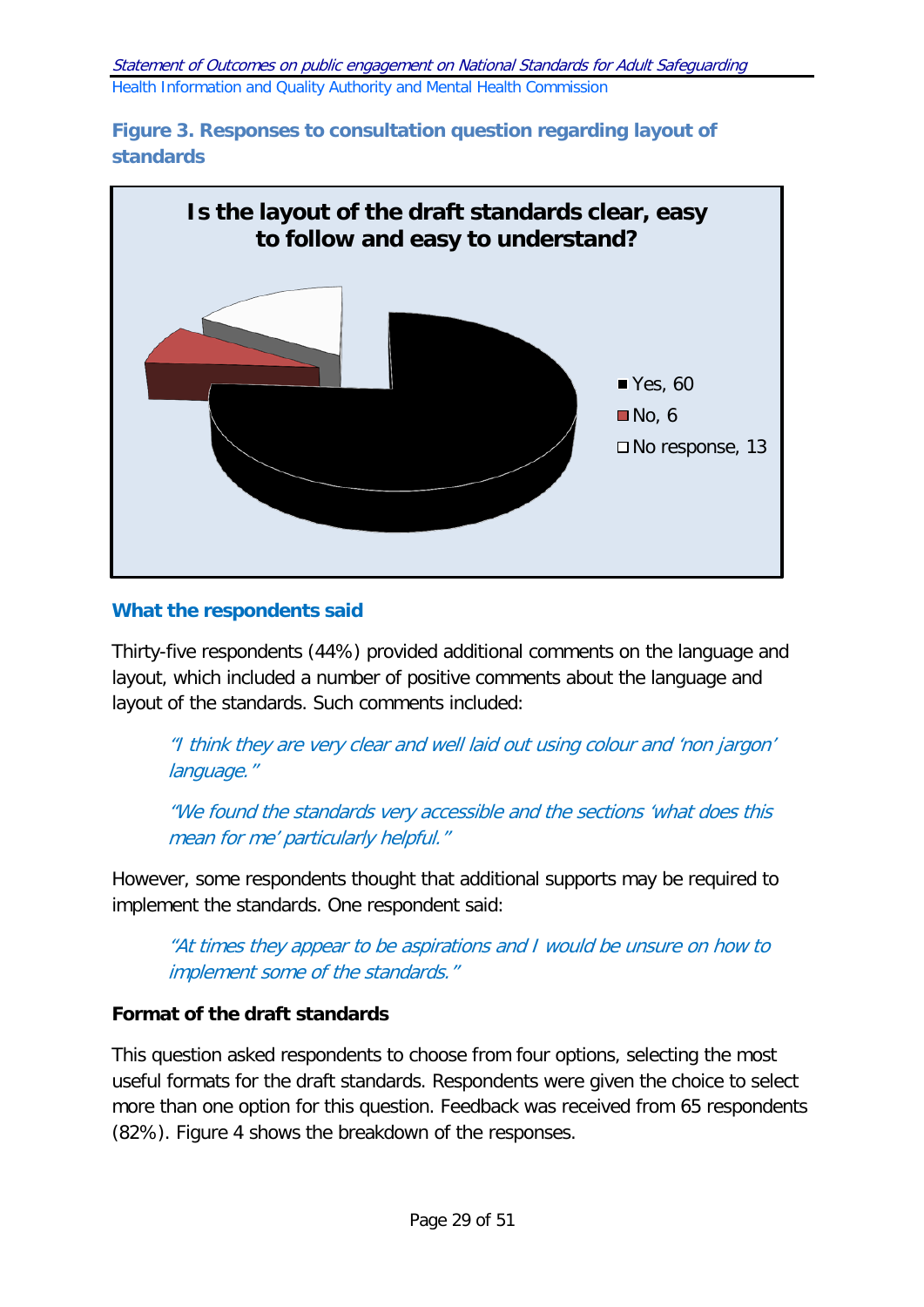**Figure 3. Responses to consultation question regarding layout of standards**

**Is the layout of the draft standards clear, easy to follow and easy to understand?**

- Yes, 60
- No, 6
- No response, 13

### What the respondents said

Thirty-five respondents (44%) provided additional comments on the language and layout, which included a number of positive comments about the language and layout of the standards. Such comments included:

> *"I think they are very clear and well laid out using colour and 'non jargon' language."*

> *"We found the standards very accessible and the sections 'what does this mean for me' particularly helpful."*

However, some respondents thought that additional supports may be required to implement the standards. One respondent said:

> *"At times they appear to be aspirations and I would be unsure on how to implement some of the standards."*

**Format of the draft standards**

This question asked respondents to choose from four options, selecting the most useful formats for the draft standards. Respondents were given the choice to select more than one option for this question. Feedback was received from 65 respondents (82%). Figure 4 shows the breakdown of the responses.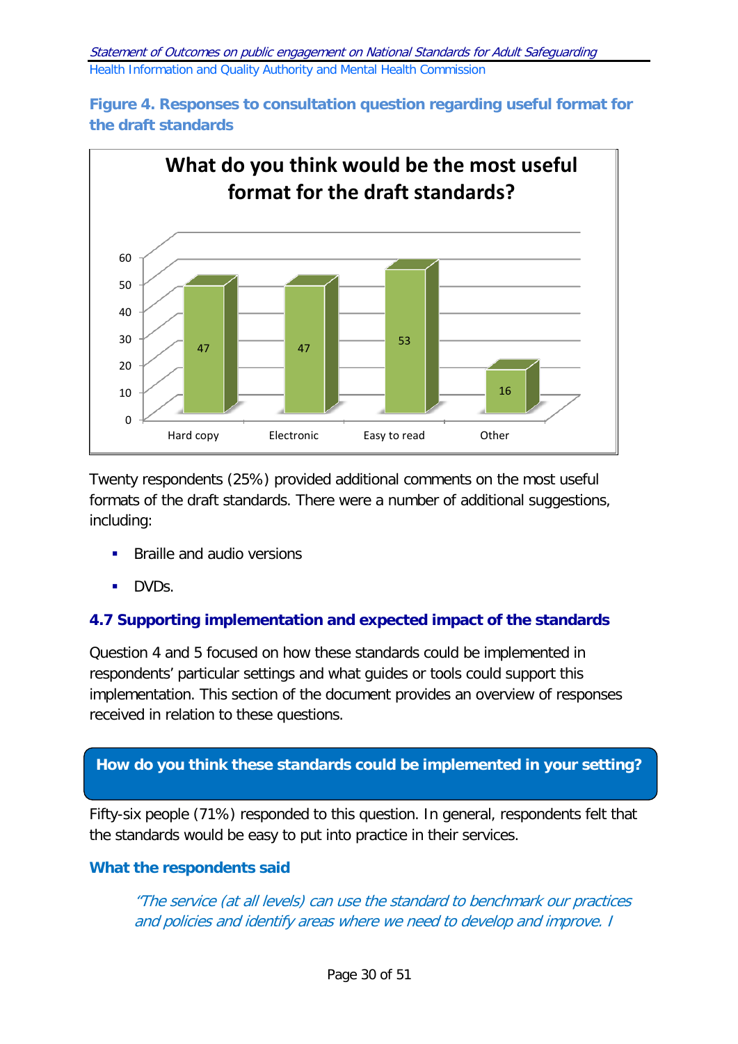**Figure 4. Responses to consultation question regarding useful format for the draft standards**

| What do you think would be the most useful format for the draft standards? | |
|---|---|
| Hard copy | 47 |
| Electronic | 47 |
| Easy to read | 53 |
| Other | 16 |

Twenty respondents (25%) provided additional comments on the most useful formats of the draft standards. There were a number of additional suggestions, including:

- Braille and audio versions
- DVDs.

### 4.7 Supporting implementation and expected impact of the standards

Question 4 and 5 focused on how these standards could be implemented in respondents' particular settings and what guides or tools could support this implementation. This section of the document provides an overview of responses received in relation to these questions.

**How do you think these standards could be implemented in your setting?**

Fifty-six people (71%) responded to this question. In general, respondents felt that the standards would be easy to put into practice in their services.

#### What the respondents said

> *"The service (at all levels) can use the standard to benchmark our practices and policies and identify areas where we need to develop and improve. I*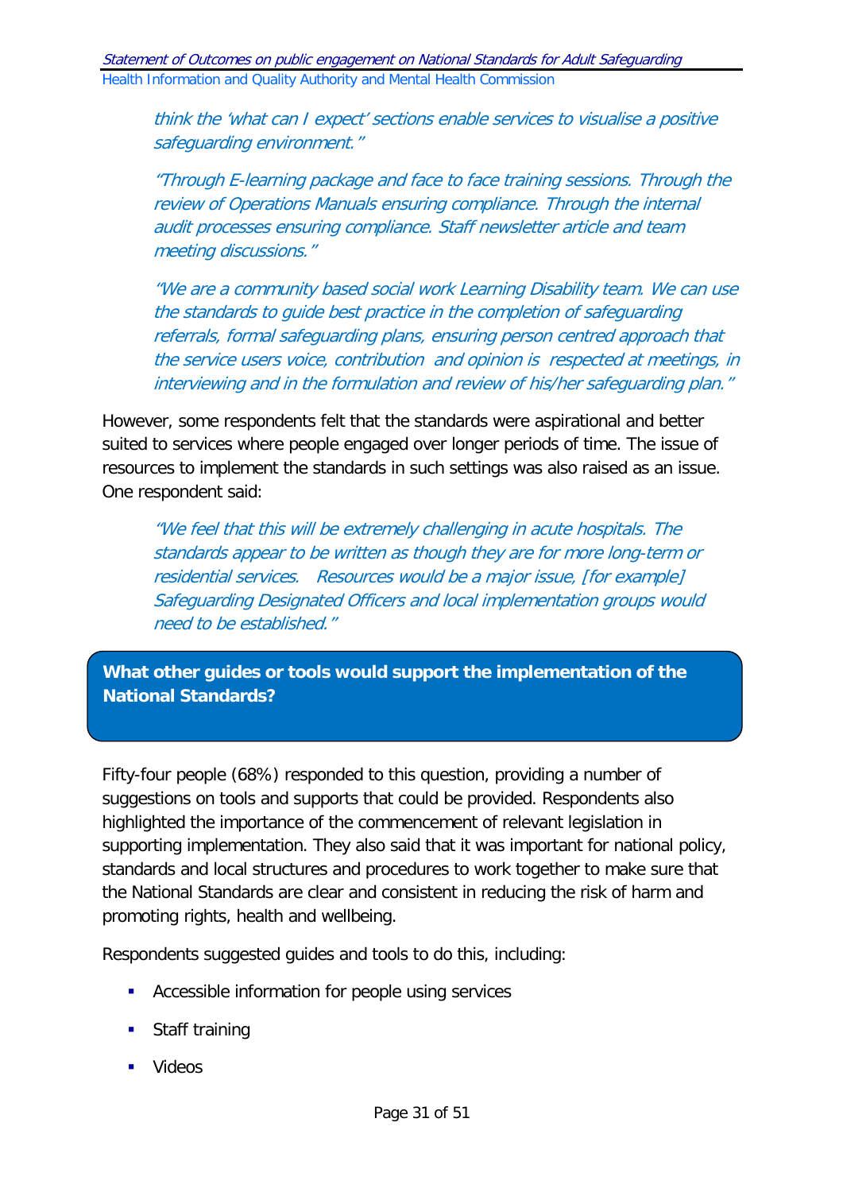*think the 'what can I expect' sections enable services to visualise a positive safeguarding environment."*

*"Through E-learning package and face to face training sessions. Through the review of Operations Manuals ensuring compliance. Through the internal audit processes ensuring compliance. Staff newsletter article and team meeting discussions."*

*"We are a community based social work Learning Disability team. We can use the standards to guide best practice in the completion of safeguarding referrals, formal safeguarding plans, ensuring person centred approach that the service users voice, contribution and opinion is respected at meetings, in interviewing and in the formulation and review of his/her safeguarding plan."*

However, some respondents felt that the standards were aspirational and better suited to services where people engaged over longer periods of time. The issue of resources to implement the standards in such settings was also raised as an issue. One respondent said:

*"We feel that this will be extremely challenging in acute hospitals. The standards appear to be written as though they are for more long-term or residential services. Resources would be a major issue, [for example] Safeguarding Designated Officers and local implementation groups would need to be established."*

## What other guides or tools would support the implementation of the National Standards?

Fifty-four people (68%) responded to this question, providing a number of suggestions on tools and supports that could be provided. Respondents also highlighted the importance of the commencement of relevant legislation in supporting implementation. They also said that it was important for national policy, standards and local structures and procedures to work together to make sure that the National Standards are clear and consistent in reducing the risk of harm and promoting rights, health and wellbeing.

Respondents suggested guides and tools to do this, including:

- Accessible information for people using services
- Staff training
- Videos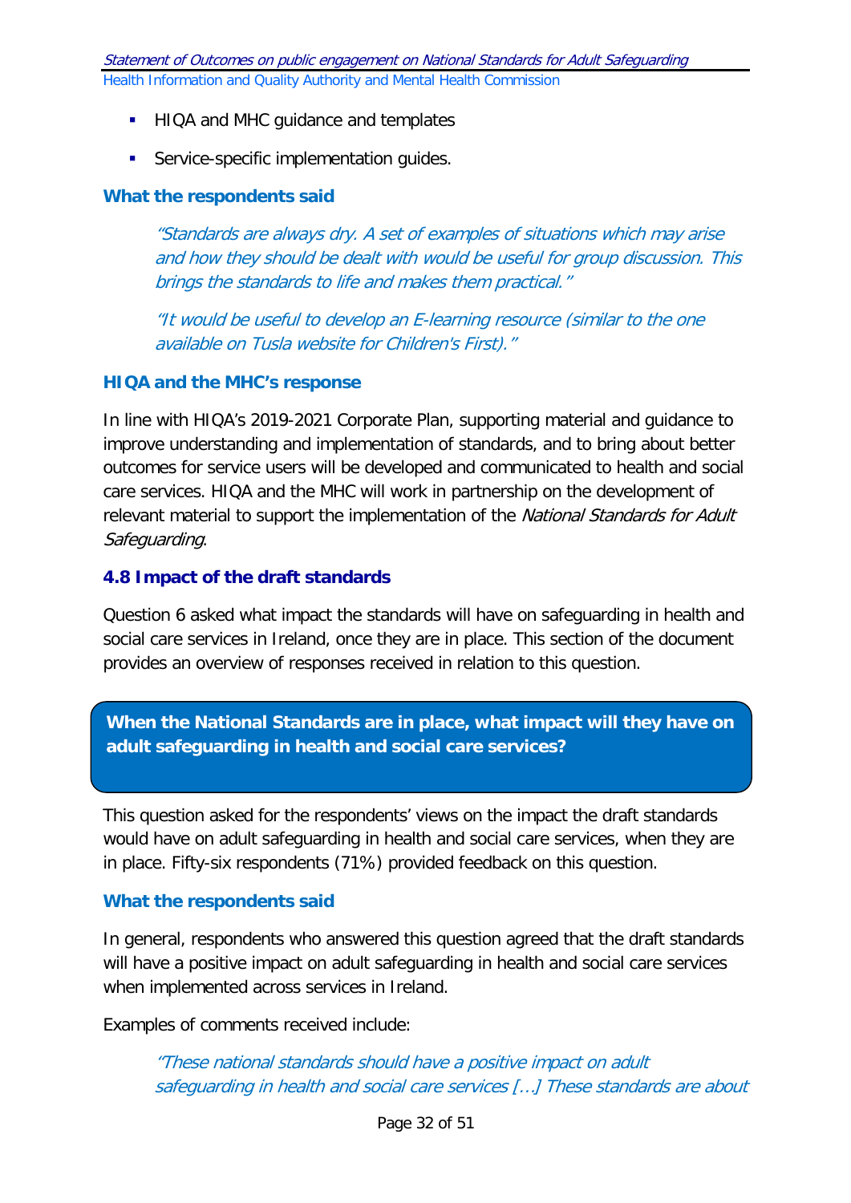- HIQA and MHC guidance and templates
- Service-specific implementation guides.

### What the respondents said

> *"Standards are always dry. A set of examples of situations which may arise and how they should be dealt with would be useful for group discussion. This brings the standards to life and makes them practical."*

> *"It would be useful to develop an E-learning resource (similar to the one available on Tusla website for Children's First)."*

### HIQA and the MHC's response

In line with HIQA's 2019-2021 Corporate Plan, supporting material and guidance to improve understanding and implementation of standards, and to bring about better outcomes for service users will be developed and communicated to health and social care services. HIQA and the MHC will work in partnership on the development of relevant material to support the implementation of the *National Standards for Adult Safeguarding*.

## 4.8 Impact of the draft standards

Question 6 asked what impact the standards will have on safeguarding in health and social care services in Ireland, once they are in place. This section of the document provides an overview of responses received in relation to this question.

**When the National Standards are in place, what impact will they have on adult safeguarding in health and social care services?**

This question asked for the respondents' views on the impact the draft standards would have on adult safeguarding in health and social care services, when they are in place. Fifty-six respondents (71%) provided feedback on this question.

### What the respondents said

In general, respondents who answered this question agreed that the draft standards will have a positive impact on adult safeguarding in health and social care services when implemented across services in Ireland.

Examples of comments received include:

> *"These national standards should have a positive impact on adult safeguarding in health and social care services […] These standards are about*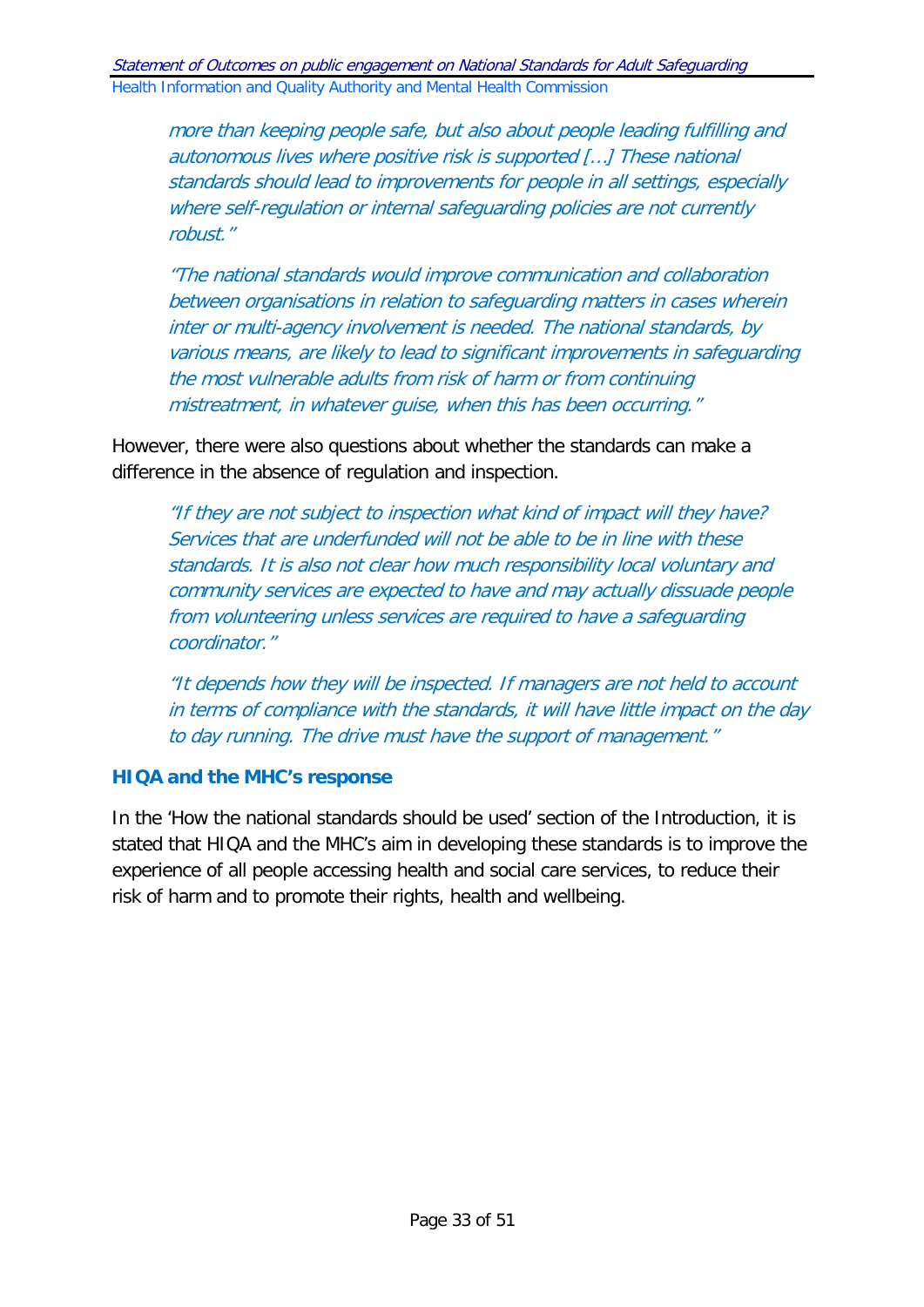*more than keeping people safe, but also about people leading fulfilling and autonomous lives where positive risk is supported […] These national standards should lead to improvements for people in all settings, especially where self-regulation or internal safeguarding policies are not currently robust."*

*"The national standards would improve communication and collaboration between organisations in relation to safeguarding matters in cases wherein inter or multi-agency involvement is needed. The national standards, by various means, are likely to lead to significant improvements in safeguarding the most vulnerable adults from risk of harm or from continuing mistreatment, in whatever guise, when this has been occurring."*

However, there were also questions about whether the standards can make a difference in the absence of regulation and inspection.

*"If they are not subject to inspection what kind of impact will they have? Services that are underfunded will not be able to be in line with these standards. It is also not clear how much responsibility local voluntary and community services are expected to have and may actually dissuade people from volunteering unless services are required to have a safeguarding coordinator."*

*"It depends how they will be inspected. If managers are not held to account in terms of compliance with the standards, it will have little impact on the day to day running. The drive must have the support of management."*

### HIQA and the MHC's response

In the 'How the national standards should be used' section of the Introduction, it is stated that HIQA and the MHC's aim in developing these standards is to improve the experience of all people accessing health and social care services, to reduce their risk of harm and to promote their rights, health and wellbeing.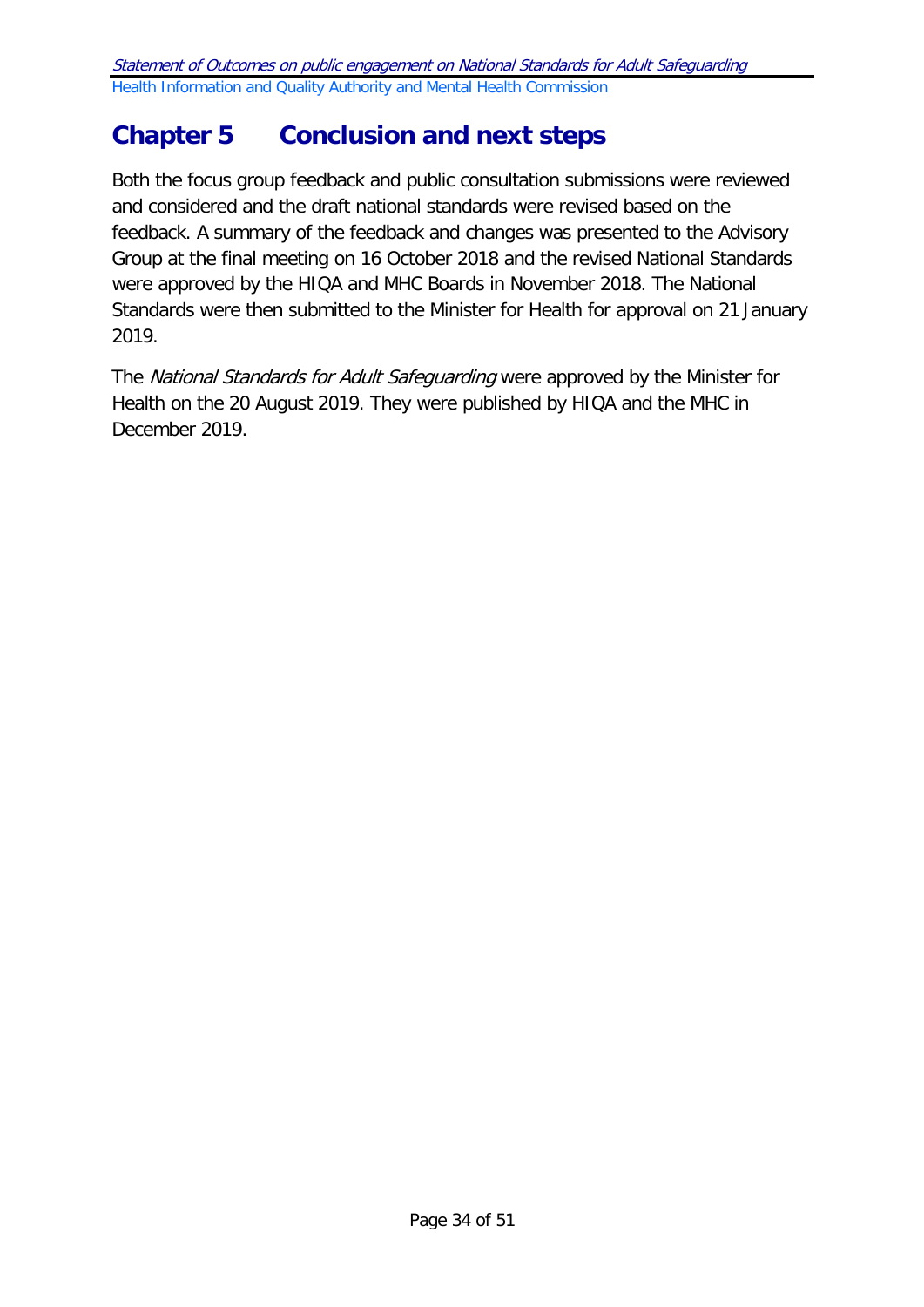# Chapter 5 Conclusion and next steps

Both the focus group feedback and public consultation submissions were reviewed and considered and the draft national standards were revised based on the feedback. A summary of the feedback and changes was presented to the Advisory Group at the final meeting on 16 October 2018 and the revised National Standards were approved by the HIQA and MHC Boards in November 2018. The National Standards were then submitted to the Minister for Health for approval on 21 January 2019.

The *National Standards for Adult Safeguarding* were approved by the Minister for Health on the 20 August 2019. They were published by HIQA and the MHC in December 2019.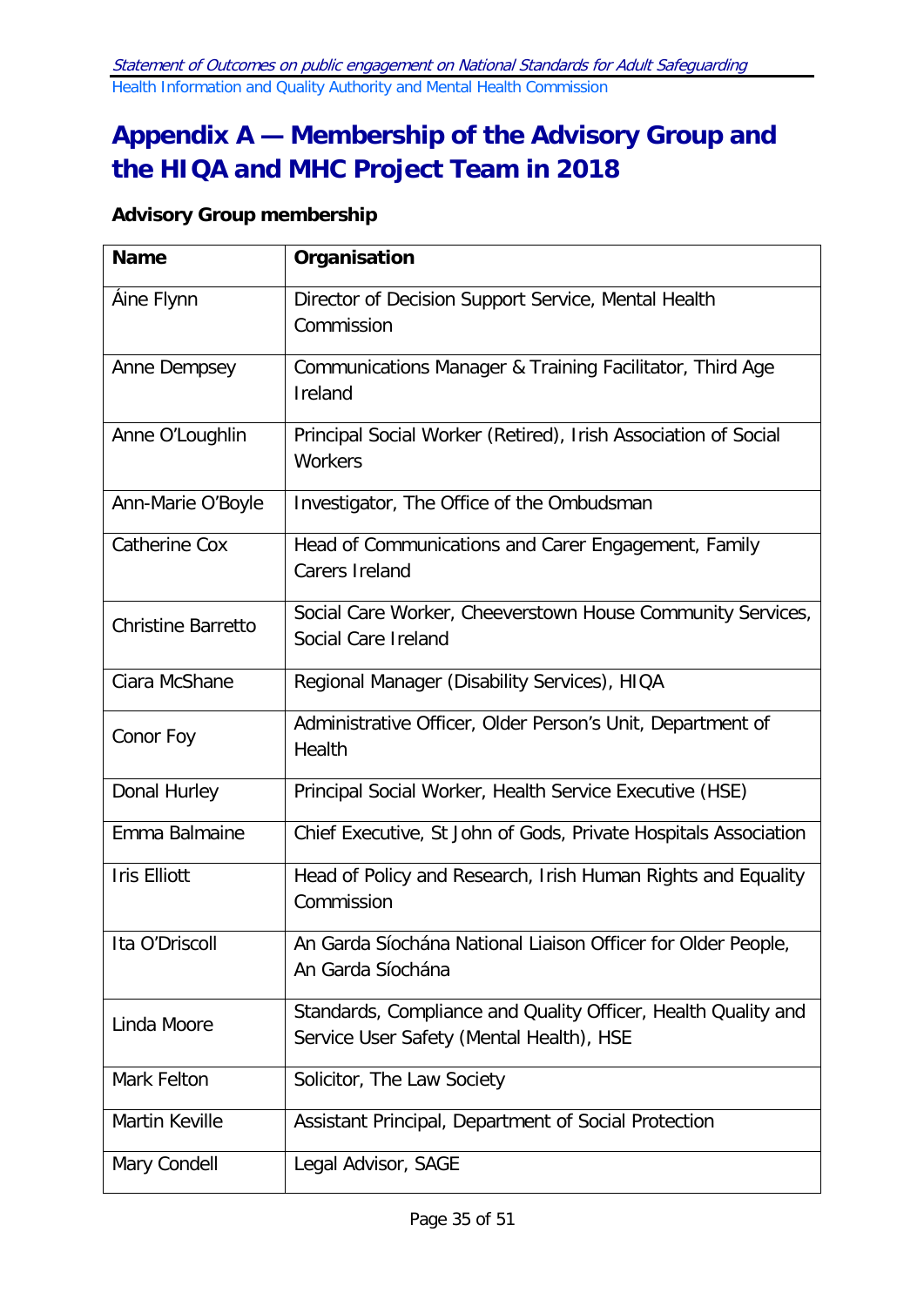# Appendix A — Membership of the Advisory Group and the HIQA and MHC Project Team in 2018

**Advisory Group membership**

| Name | Organisation |
|---|---|
| Áine Flynn | Director of Decision Support Service, Mental Health Commission |
| Anne Dempsey | Communications Manager & Training Facilitator, Third Age Ireland |
| Anne O'Loughlin | Principal Social Worker (Retired), Irish Association of Social Workers |
| Ann-Marie O'Boyle | Investigator, The Office of the Ombudsman |
| Catherine Cox | Head of Communications and Carer Engagement, Family Carers Ireland |
| Christine Barretto | Social Care Worker, Cheeverstown House Community Services, Social Care Ireland |
| Ciara McShane | Regional Manager (Disability Services), HIQA |
| Conor Foy | Administrative Officer, Older Person's Unit, Department of Health |
| Donal Hurley | Principal Social Worker, Health Service Executive (HSE) |
| Emma Balmaine | Chief Executive, St John of Gods, Private Hospitals Association |
| Iris Elliott | Head of Policy and Research, Irish Human Rights and Equality Commission |
| Ita O'Driscoll | An Garda Síochána National Liaison Officer for Older People, An Garda Síochána |
| Linda Moore | Standards, Compliance and Quality Officer, Health Quality and Service User Safety (Mental Health), HSE |
| Mark Felton | Solicitor, The Law Society |
| Martin Keville | Assistant Principal, Department of Social Protection |
| Mary Condell | Legal Advisor, SAGE |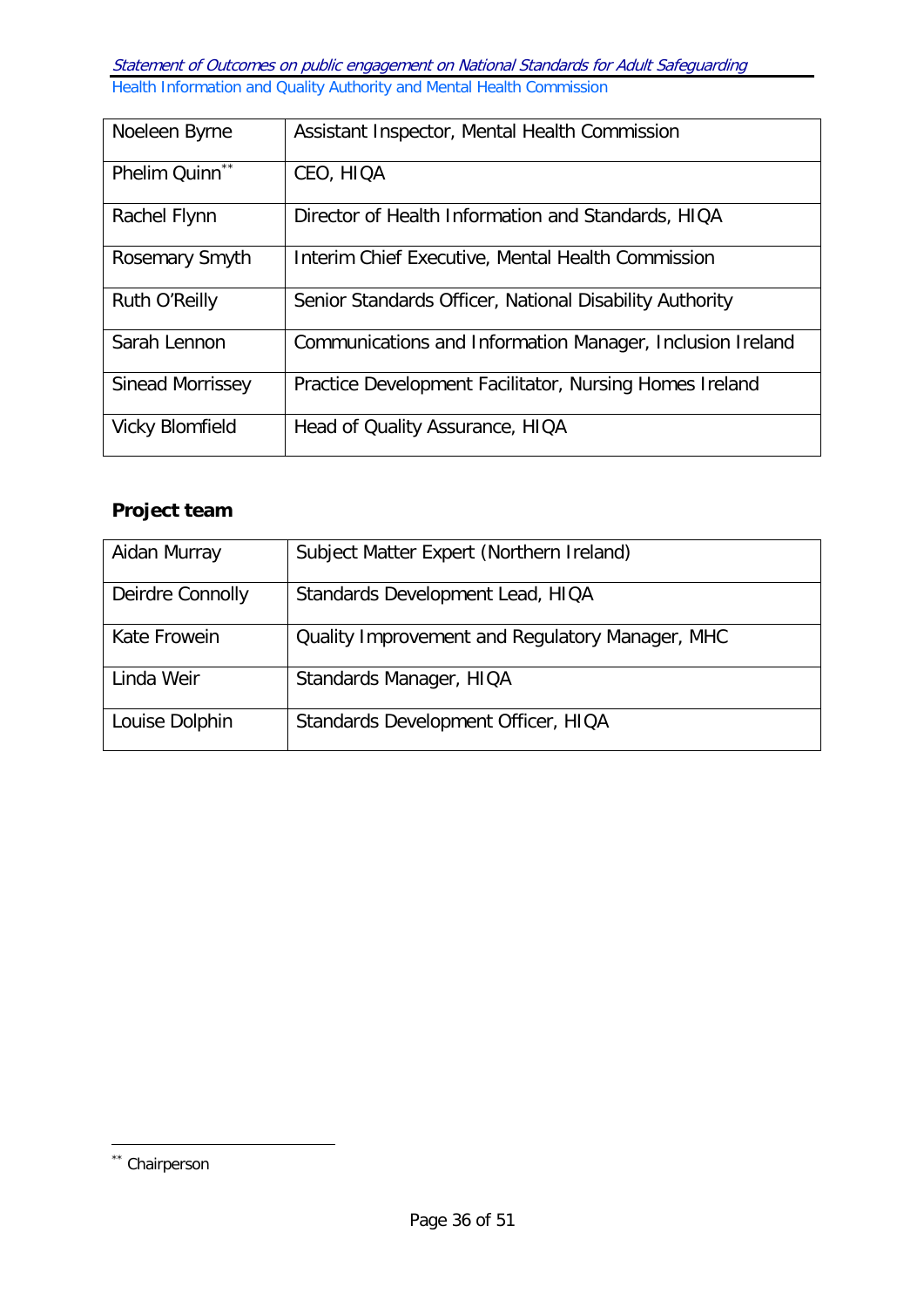| Noeleen Byrne | Assistant Inspector, Mental Health Commission |
|---|---|
| Phelim Quinn[**] | CEO, HIQA |
| Rachel Flynn | Director of Health Information and Standards, HIQA |
| Rosemary Smyth | Interim Chief Executive, Mental Health Commission |
| Ruth O'Reilly | Senior Standards Officer, National Disability Authority |
| Sarah Lennon | Communications and Information Manager, Inclusion Ireland |
| Sinead Morrissey | Practice Development Facilitator, Nursing Homes Ireland |
| Vicky Blomfield | Head of Quality Assurance, HIQA |

**Project team**

| Aidan Murray | Subject Matter Expert (Northern Ireland) |
|---|---|
| Deirdre Connolly | Standards Development Lead, HIQA |
| Kate Frowein | Quality Improvement and Regulatory Manager, MHC |
| Linda Weir | Standards Manager, HIQA |
| Louise Dolphin | Standards Development Officer, HIQA |

[**] Chairperson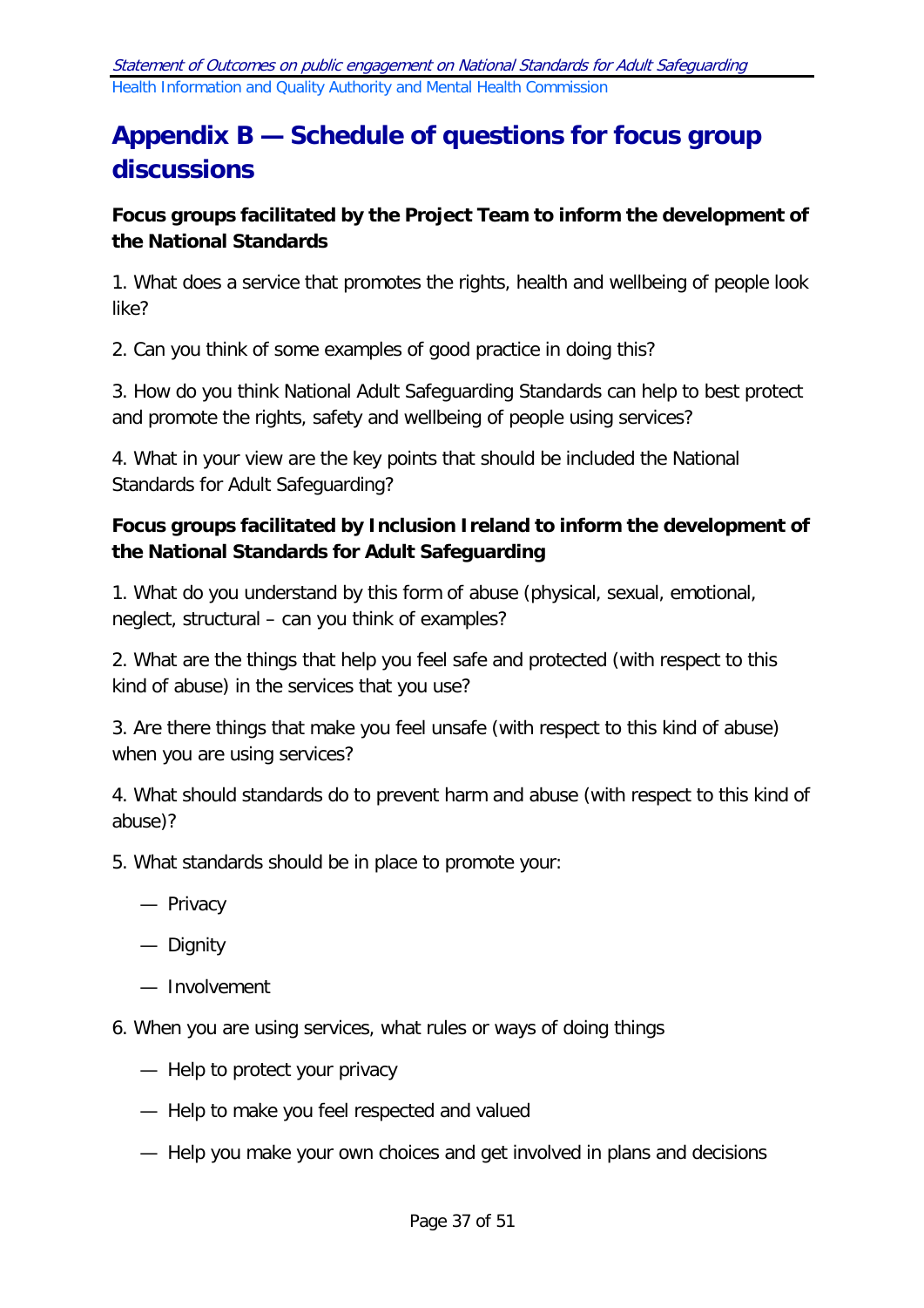# Appendix B — Schedule of questions for focus group discussions

**Focus groups facilitated by the Project Team to inform the development of the National Standards**

1. What does a service that promotes the rights, health and wellbeing of people look like?

2. Can you think of some examples of good practice in doing this?

3. How do you think National Adult Safeguarding Standards can help to best protect and promote the rights, safety and wellbeing of people using services?

4. What in your view are the key points that should be included the National Standards for Adult Safeguarding?

**Focus groups facilitated by Inclusion Ireland to inform the development of the National Standards for Adult Safeguarding**

1. What do you understand by this form of abuse (physical, sexual, emotional, neglect, structural – can you think of examples?

2. What are the things that help you feel safe and protected (with respect to this kind of abuse) in the services that you use?

3. Are there things that make you feel unsafe (with respect to this kind of abuse) when you are using services?

4. What should standards do to prevent harm and abuse (with respect to this kind of abuse)?

5. What standards should be in place to promote your:

— Privacy

— Dignity

— Involvement

6. When you are using services, what rules or ways of doing things

— Help to protect your privacy

— Help to make you feel respected and valued

— Help you make your own choices and get involved in plans and decisions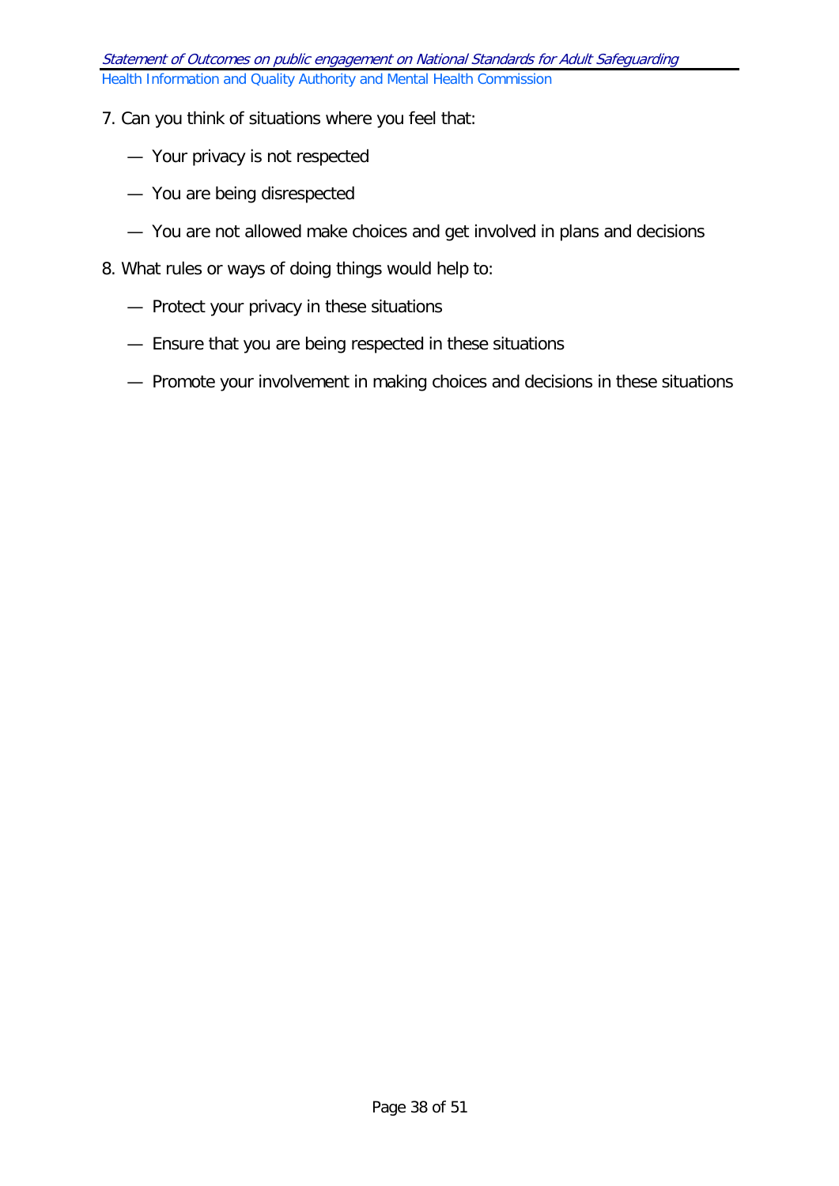7. Can you think of situations where you feel that:

   — Your privacy is not respected

   — You are being disrespected

   — You are not allowed make choices and get involved in plans and decisions

8. What rules or ways of doing things would help to:

   — Protect your privacy in these situations

   — Ensure that you are being respected in these situations

   — Promote your involvement in making choices and decisions in these situations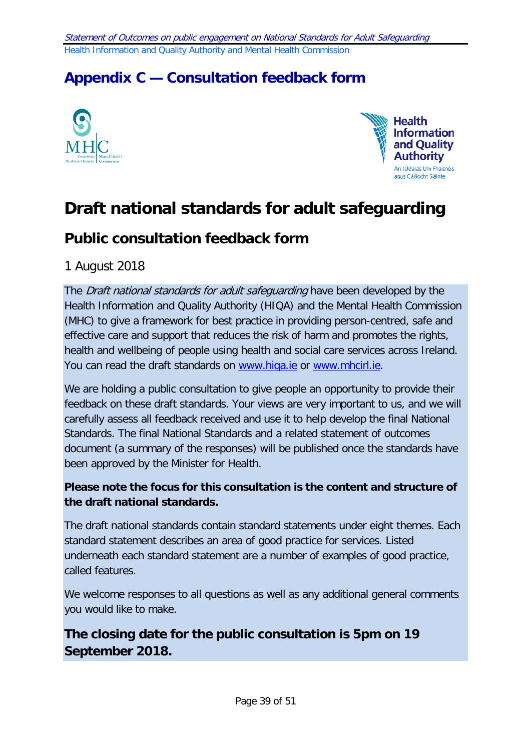# Appendix C — Consultation feedback form

# Draft national standards for adult safeguarding

## Public consultation feedback form

1 August 2018

The *Draft national standards for adult safeguarding* have been developed by the Health Information and Quality Authority (HIQA) and the Mental Health Commission (MHC) to give a framework for best practice in providing person-centred, safe and effective care and support that reduces the risk of harm and promotes the rights, health and wellbeing of people using health and social care services across Ireland. You can read the draft standards on www.hiqa.ie or www.mhcirl.ie.

We are holding a public consultation to give people an opportunity to provide their feedback on these draft standards. Your views are very important to us, and we will carefully assess all feedback received and use it to help develop the final National Standards. The final National Standards and a related statement of outcomes document (a summary of the responses) will be published once the standards have been approved by the Minister for Health.

**Please note the focus for this consultation is the content and structure of the draft national standards.**

The draft national standards contain standard statements under eight themes. Each standard statement describes an area of good practice for services. Listed underneath each standard statement are a number of examples of good practice, called features.

We welcome responses to all questions as well as any additional general comments you would like to make.

**The closing date for the public consultation is 5pm on 19 September 2018.**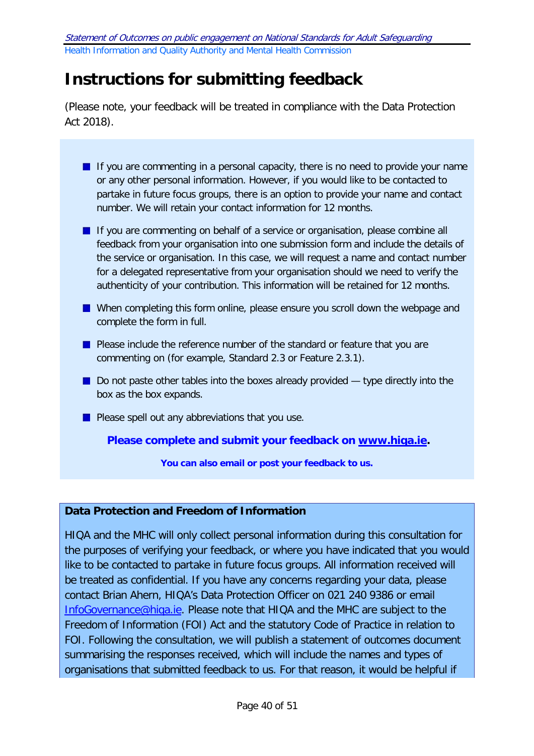# Instructions for submitting feedback

(Please note, your feedback will be treated in compliance with the Data Protection Act 2018).

- If you are commenting in a personal capacity, there is no need to provide your name or any other personal information. However, if you would like to be contacted to partake in future focus groups, there is an option to provide your name and contact number. We will retain your contact information for 12 months.
- If you are commenting on behalf of a service or organisation, please combine all feedback from your organisation into one submission form and include the details of the service or organisation. In this case, we will request a name and contact number for a delegated representative from your organisation should we need to verify the authenticity of your contribution. This information will be retained for 12 months.
- When completing this form online, please ensure you scroll down the webpage and complete the form in full.
- Please include the reference number of the standard or feature that you are commenting on (for example, Standard 2.3 or Feature 2.3.1).
- Do not paste other tables into the boxes already provided — type directly into the box as the box expands.
- Please spell out any abbreviations that you use.

**Please complete and submit your feedback on [www.hiqa.ie](http://www.hiqa.ie).**

**You can also email or post your feedback to us.**

**Data Protection and Freedom of Information**

HIQA and the MHC will only collect personal information during this consultation for the purposes of verifying your feedback, or where you have indicated that you would like to be contacted to partake in future focus groups. All information received will be treated as confidential. If you have any concerns regarding your data, please contact Brian Ahern, HIQA's Data Protection Officer on 021 240 9386 or email [InfoGovernance@hiqa.ie](mailto:InfoGovernance@hiqa.ie). Please note that HIQA and the MHC are subject to the Freedom of Information (FOI) Act and the statutory Code of Practice in relation to FOI. Following the consultation, we will publish a statement of outcomes document summarising the responses received, which will include the names and types of organisations that submitted feedback to us. For that reason, it would be helpful if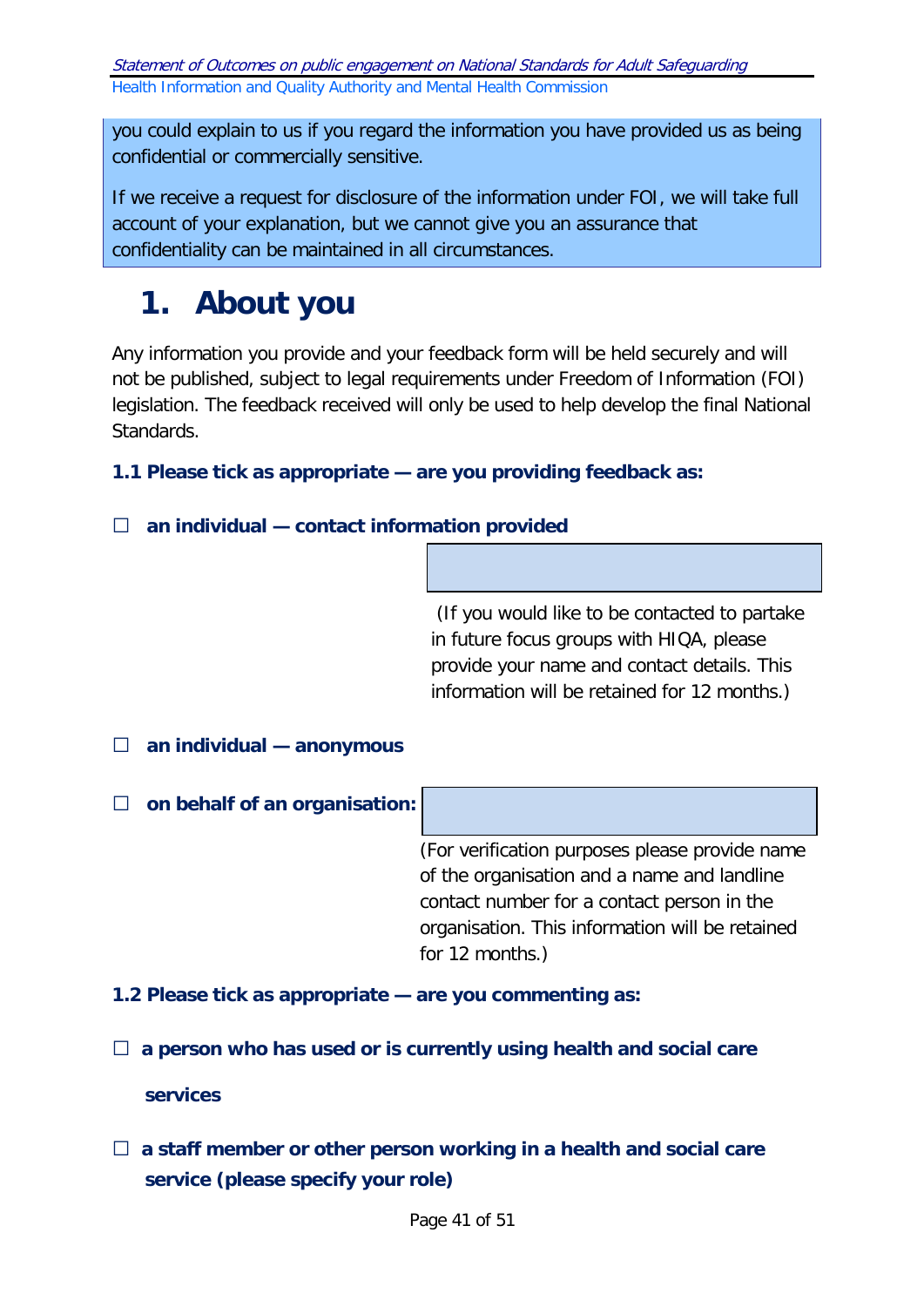you could explain to us if you regard the information you have provided us as being confidential or commercially sensitive.

If we receive a request for disclosure of the information under FOI, we will take full account of your explanation, but we cannot give you an assurance that confidentiality can be maintained in all circumstances.

# 1. About you

Any information you provide and your feedback form will be held securely and will not be published, subject to legal requirements under Freedom of Information (FOI) legislation. The feedback received will only be used to help develop the final National Standards.

**1.1 Please tick as appropriate — are you providing feedback as:**

☐ **an individual — contact information provided**

(If you would like to be contacted to partake in future focus groups with HIQA, please provide your name and contact details. This information will be retained for 12 months.)

☐ **an individual — anonymous**

☐ **on behalf of an organisation:**

(For verification purposes please provide name of the organisation and a name and landline contact number for a contact person in the organisation. This information will be retained for 12 months.)

**1.2 Please tick as appropriate — are you commenting as:**

☐ **a person who has used or is currently using health and social care services**

☐ **a staff member or other person working in a health and social care service (please specify your role)**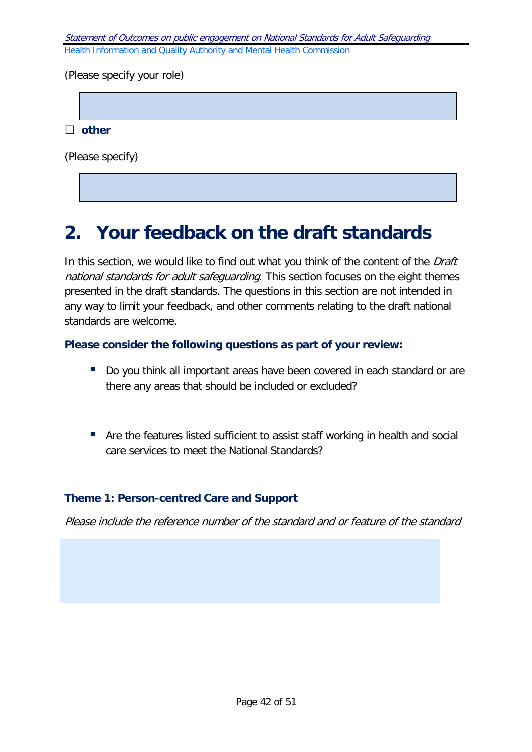(Please specify your role)

☐ **other**

(Please specify)

## 2. Your feedback on the draft standards

In this section, we would like to find out what you think of the content of the *Draft national standards for adult safeguarding*. This section focuses on the eight themes presented in the draft standards. The questions in this section are not intended in any way to limit your feedback, and other comments relating to the draft national standards are welcome.

**Please consider the following questions as part of your review:**

- Do you think all important areas have been covered in each standard or are there any areas that should be included or excluded?
- Are the features listed sufficient to assist staff working in health and social care services to meet the National Standards?

**Theme 1: Person-centred Care and Support**

*Please include the reference number of the standard and or feature of the standard*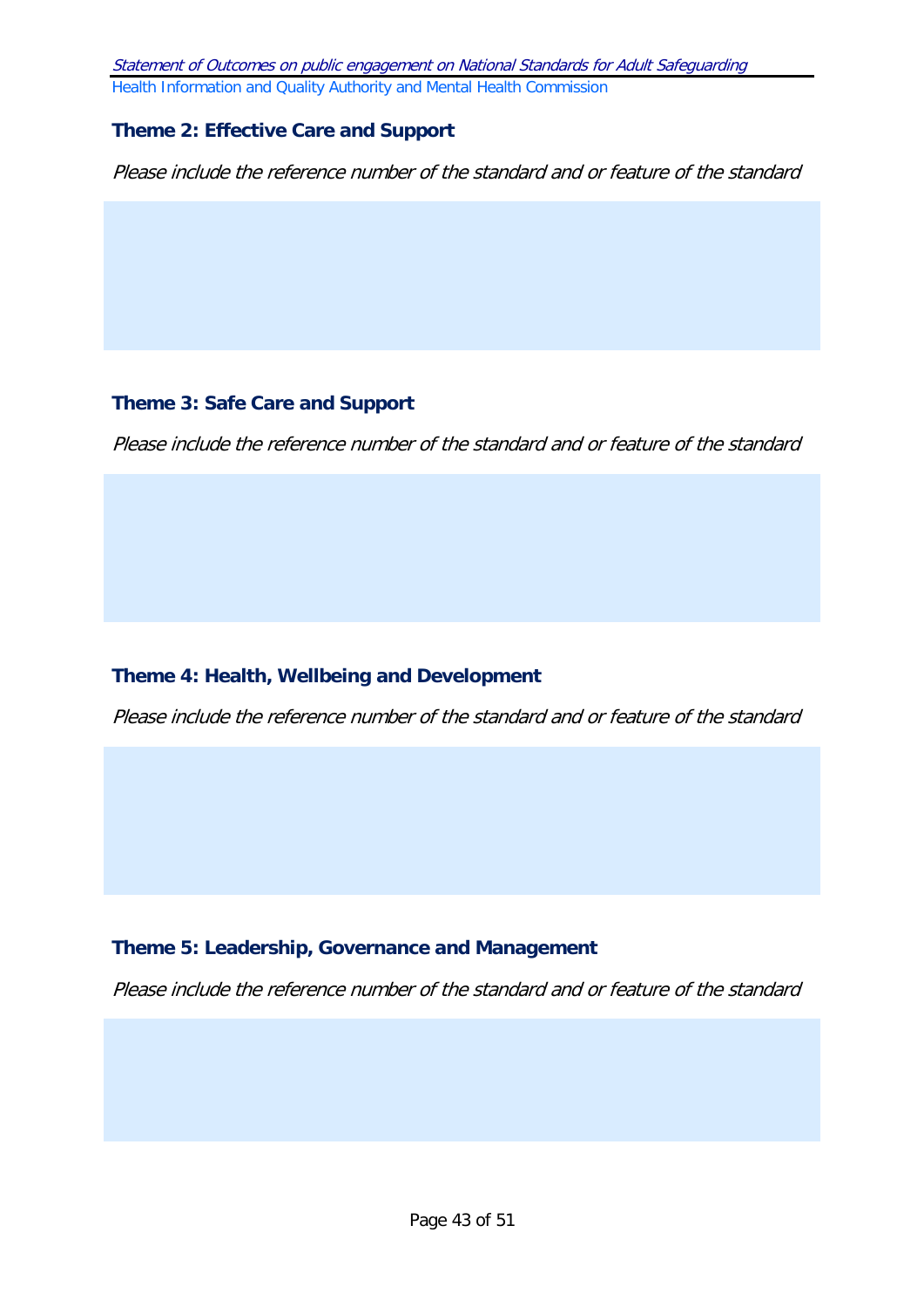### Theme 2: Effective Care and Support

*Please include the reference number of the standard and or feature of the standard*

### Theme 3: Safe Care and Support

*Please include the reference number of the standard and or feature of the standard*

### Theme 4: Health, Wellbeing and Development

*Please include the reference number of the standard and or feature of the standard*

### Theme 5: Leadership, Governance and Management

*Please include the reference number of the standard and or feature of the standard*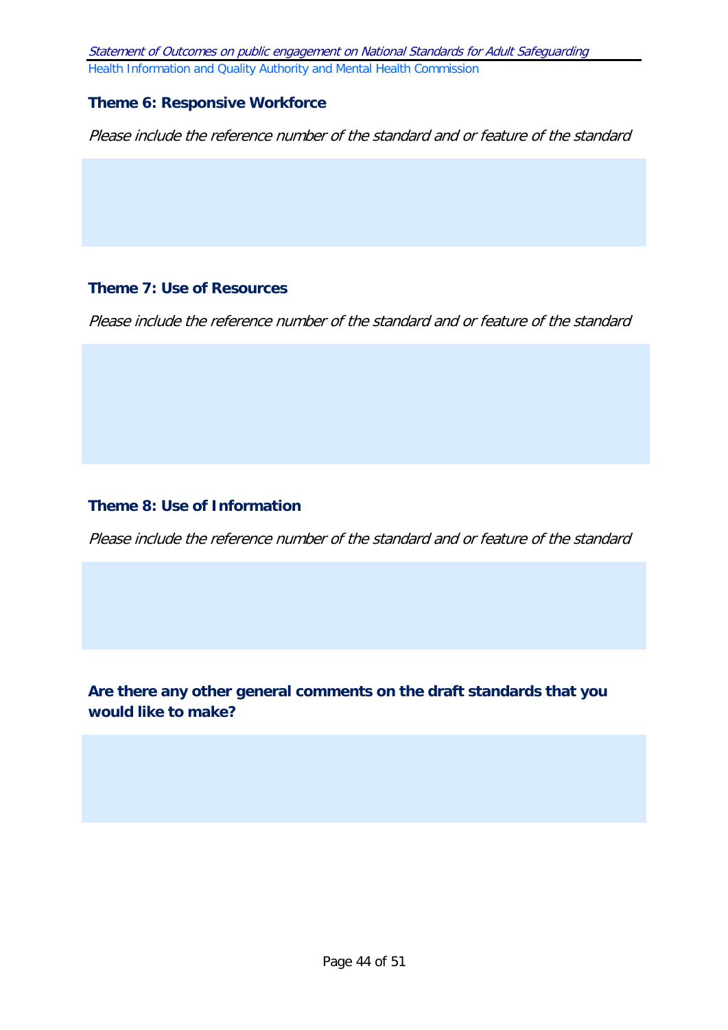### Theme 6: Responsive Workforce

*Please include the reference number of the standard and or feature of the standard*

### Theme 7: Use of Resources

*Please include the reference number of the standard and or feature of the standard*

### Theme 8: Use of Information

*Please include the reference number of the standard and or feature of the standard*

### Are there any other general comments on the draft standards that you would like to make?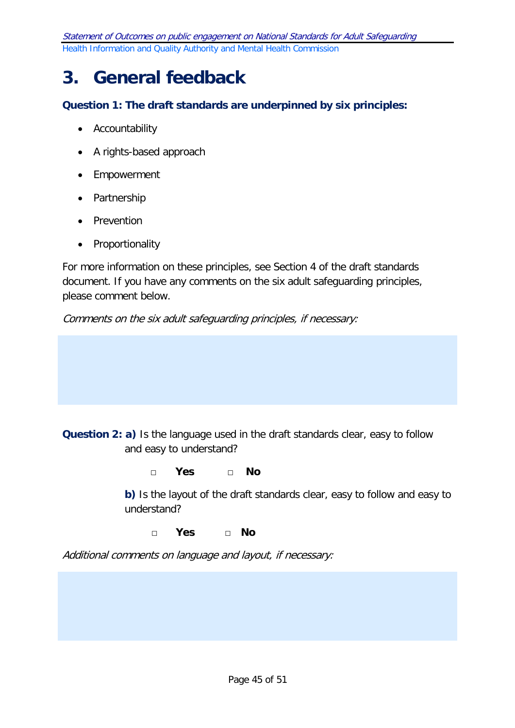# 3. General feedback

**Question 1: The draft standards are underpinned by six principles:**

- Accountability
- A rights-based approach
- Empowerment
- Partnership
- Prevention
- Proportionality

For more information on these principles, see Section 4 of the draft standards document. If you have any comments on the six adult safeguarding principles, please comment below.

*Comments on the six adult safeguarding principles, if necessary:*

**Question 2: a)** Is the language used in the draft standards clear, easy to follow and easy to understand?

□ **Yes** □ **No**

**b)** Is the layout of the draft standards clear, easy to follow and easy to understand?

□ **Yes** □ **No**

*Additional comments on language and layout, if necessary:*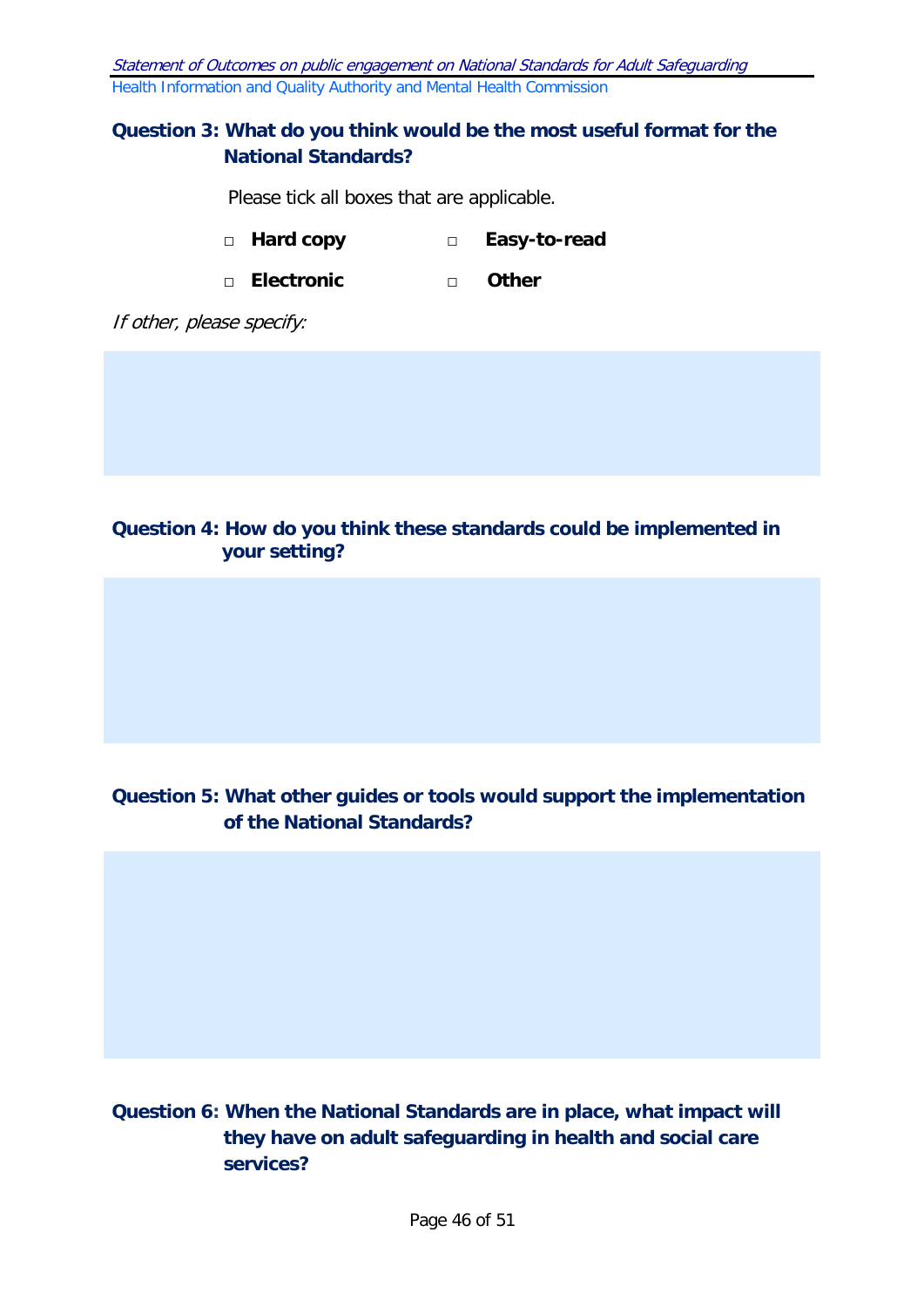**Question 3: What do you think would be the most useful format for the National Standards?**

Please tick all boxes that are applicable.

- □ **Hard copy**
- □ **Easy-to-read**
- □ **Electronic**
- □ **Other**

*If other, please specify:*

**Question 4: How do you think these standards could be implemented in your setting?**

**Question 5: What other guides or tools would support the implementation of the National Standards?**

**Question 6: When the National Standards are in place, what impact will they have on adult safeguarding in health and social care services?**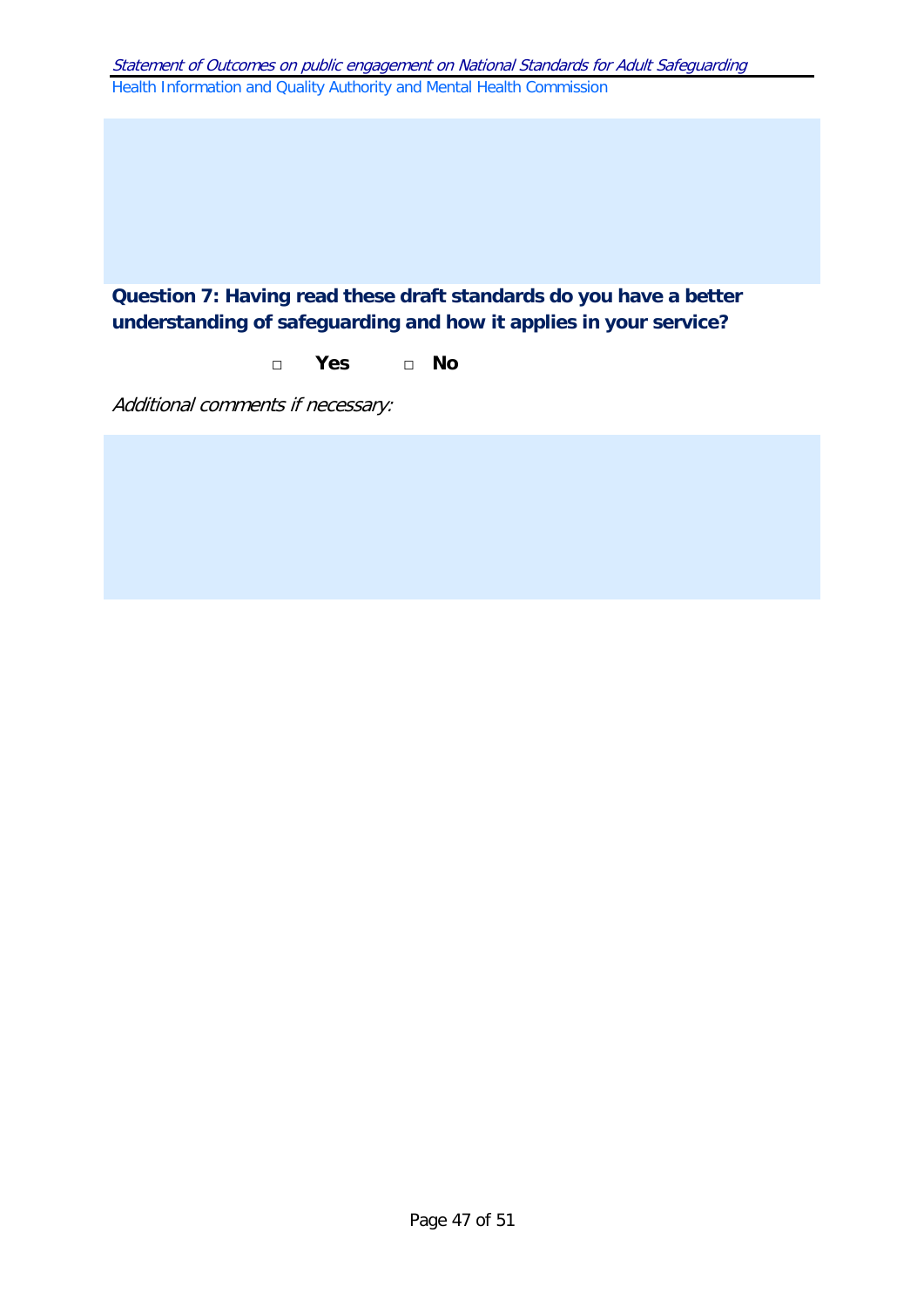**Question 7: Having read these draft standards do you have a better understanding of safeguarding and how it applies in your service?**

□ **Yes** □ **No**

*Additional comments if necessary:*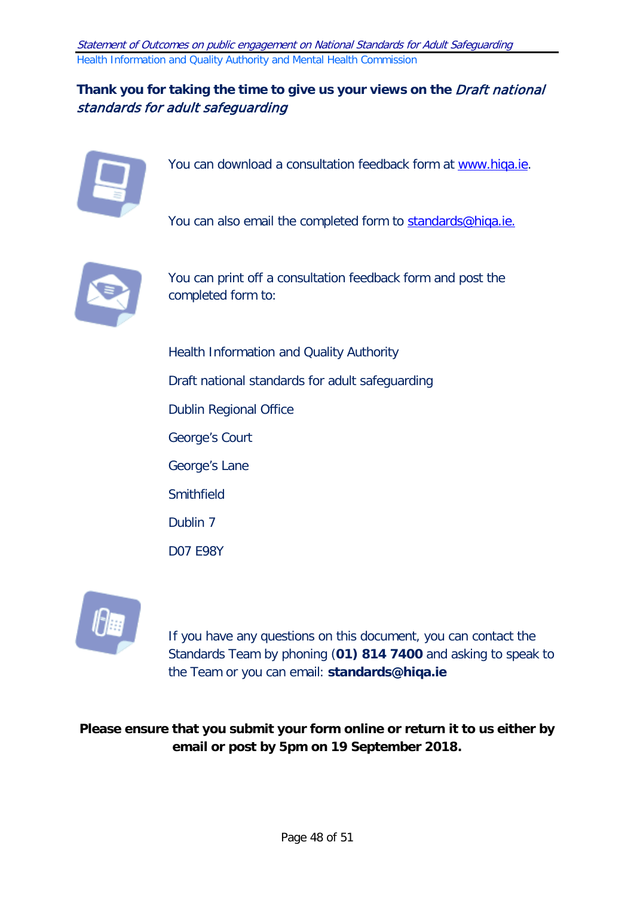**Thank you for taking the time to give us your views on the *Draft national standards for adult safeguarding***

You can download a consultation feedback form at www.hiqa.ie.

You can also email the completed form to standards@hiqa.ie.

You can print off a consultation feedback form and post the completed form to:

Health Information and Quality Authority

Draft national standards for adult safeguarding

Dublin Regional Office

George's Court

George's Lane

Smithfield

Dublin 7

D07 E98Y

If you have any questions on this document, you can contact the Standards Team by phoning (**01) 814 7400** and asking to speak to the Team or you can email: **standards@hiqa.ie**

**Please ensure that you submit your form online or return it to us either by email or post by 5pm on 19 September 2018.**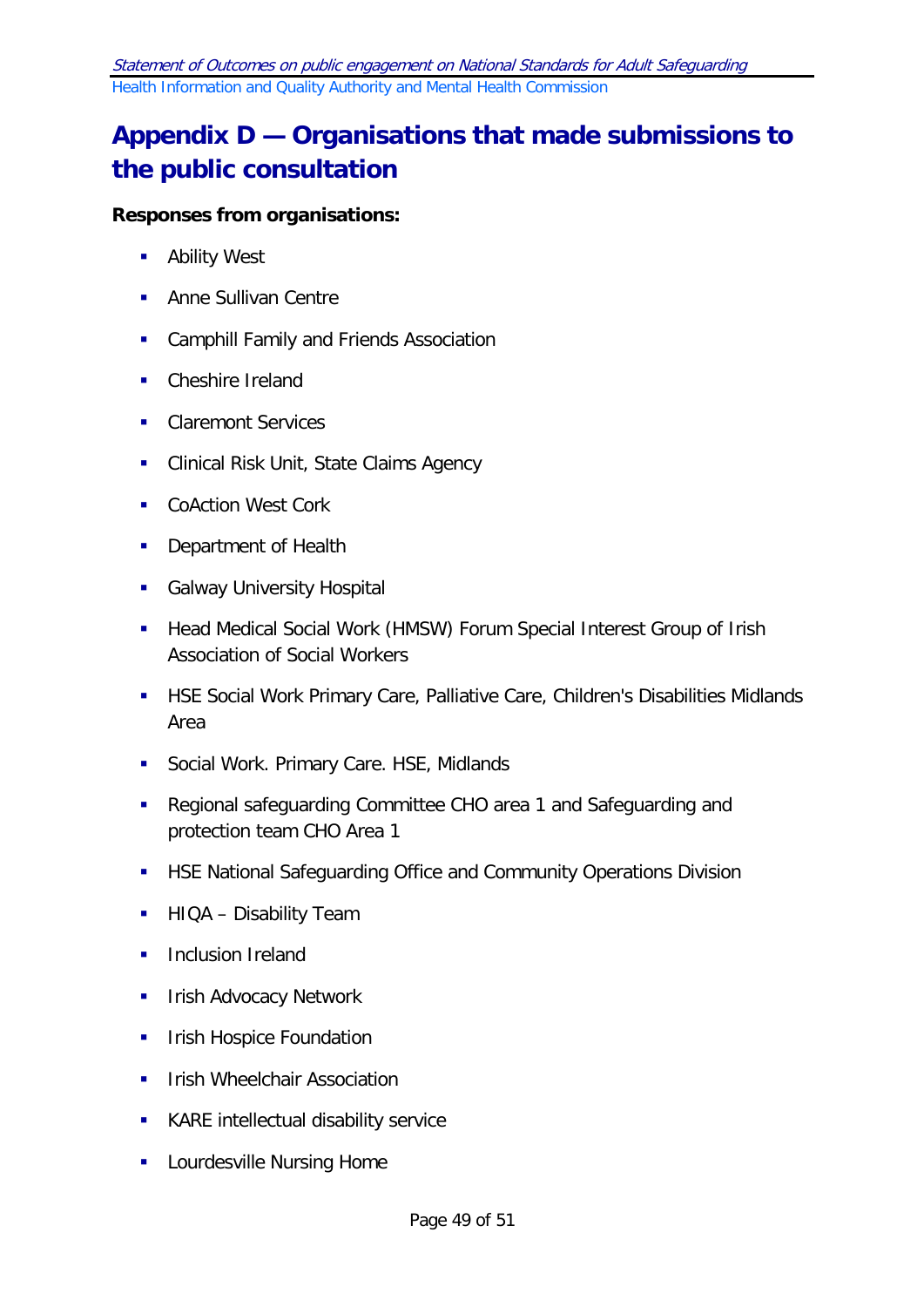# Appendix D — Organisations that made submissions to the public consultation

**Responses from organisations:**

- Ability West
- Anne Sullivan Centre
- Camphill Family and Friends Association
- Cheshire Ireland
- Claremont Services
- Clinical Risk Unit, State Claims Agency
- CoAction West Cork
- Department of Health
- Galway University Hospital
- Head Medical Social Work (HMSW) Forum Special Interest Group of Irish Association of Social Workers
- HSE Social Work Primary Care, Palliative Care, Children's Disabilities Midlands Area
- Social Work. Primary Care. HSE, Midlands
- Regional safeguarding Committee CHO area 1 and Safeguarding and protection team CHO Area 1
- HSE National Safeguarding Office and Community Operations Division
- HIQA – Disability Team
- Inclusion Ireland
- Irish Advocacy Network
- Irish Hospice Foundation
- Irish Wheelchair Association
- KARE intellectual disability service
- Lourdesville Nursing Home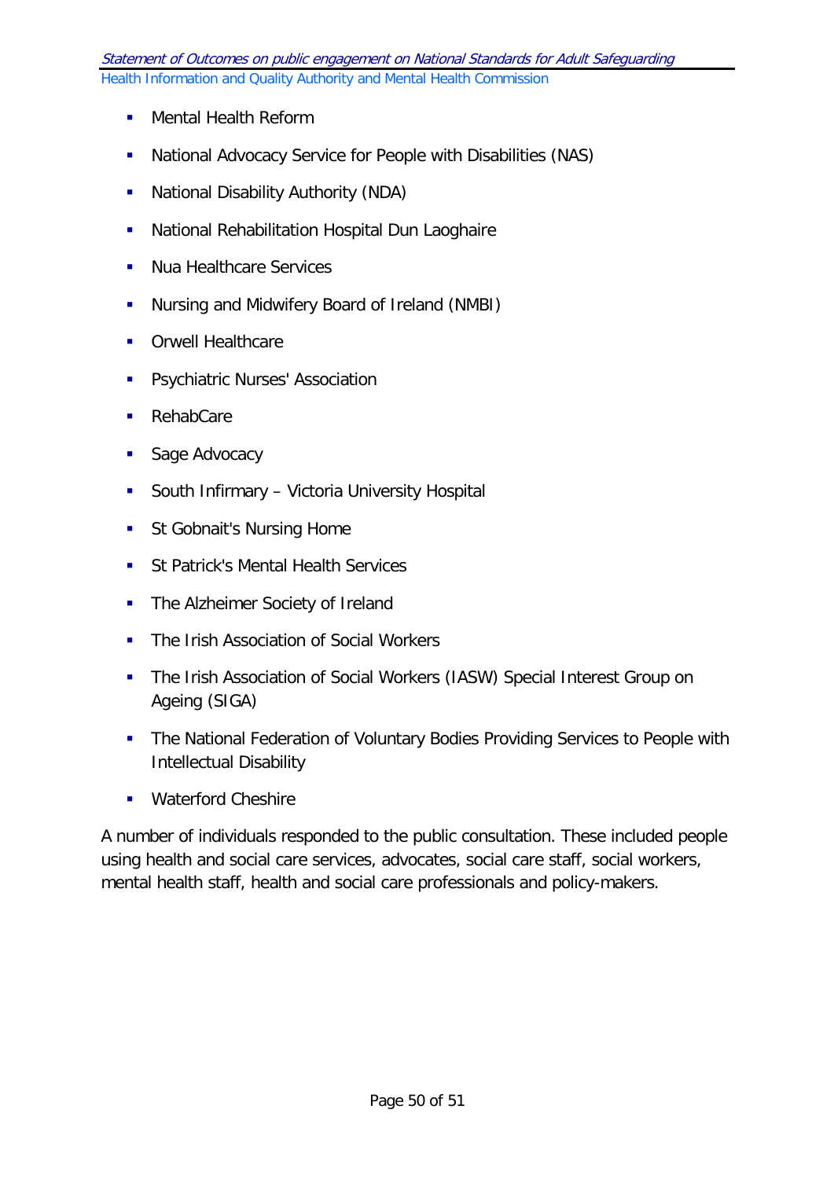- Mental Health Reform
- National Advocacy Service for People with Disabilities (NAS)
- National Disability Authority (NDA)
- National Rehabilitation Hospital Dun Laoghaire
- Nua Healthcare Services
- Nursing and Midwifery Board of Ireland (NMBI)
- Orwell Healthcare
- Psychiatric Nurses' Association
- RehabCare
- Sage Advocacy
- South Infirmary – Victoria University Hospital
- St Gobnait's Nursing Home
- St Patrick's Mental Health Services
- The Alzheimer Society of Ireland
- The Irish Association of Social Workers
- The Irish Association of Social Workers (IASW) Special Interest Group on Ageing (SIGA)
- The National Federation of Voluntary Bodies Providing Services to People with Intellectual Disability
- Waterford Cheshire

A number of individuals responded to the public consultation. These included people using health and social care services, advocates, social care staff, social workers, mental health staff, health and social care professionals and policy-makers.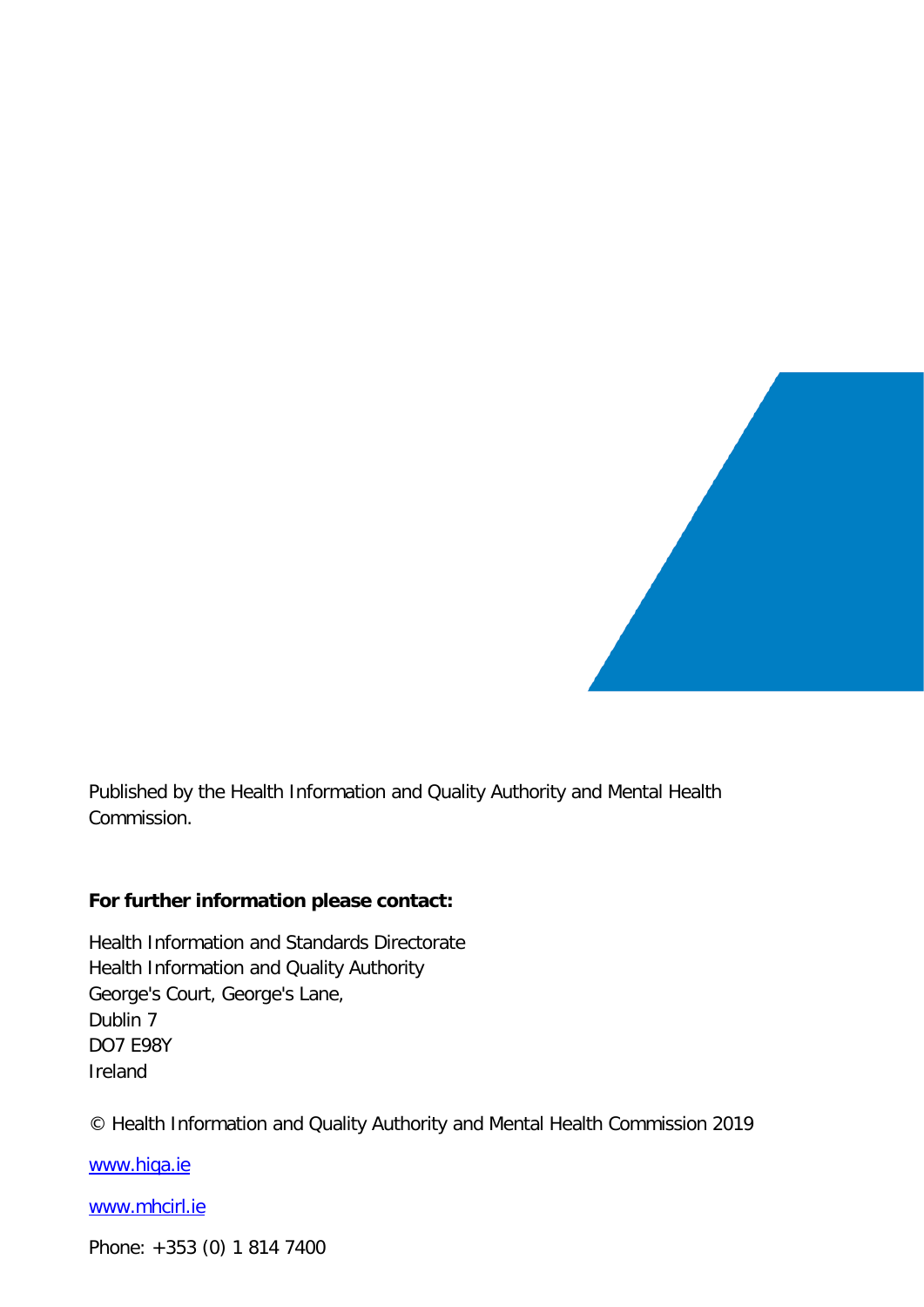Published by the Health Information and Quality Authority and Mental Health Commission.

**For further information please contact:**

Health Information and Standards Directorate
Health Information and Quality Authority
George's Court, George's Lane,
Dublin 7
DO7 E98Y
Ireland

© Health Information and Quality Authority and Mental Health Commission 2019

www.hiqa.ie

www.mhcirl.ie

Phone: +353 (0) 1 814 7400